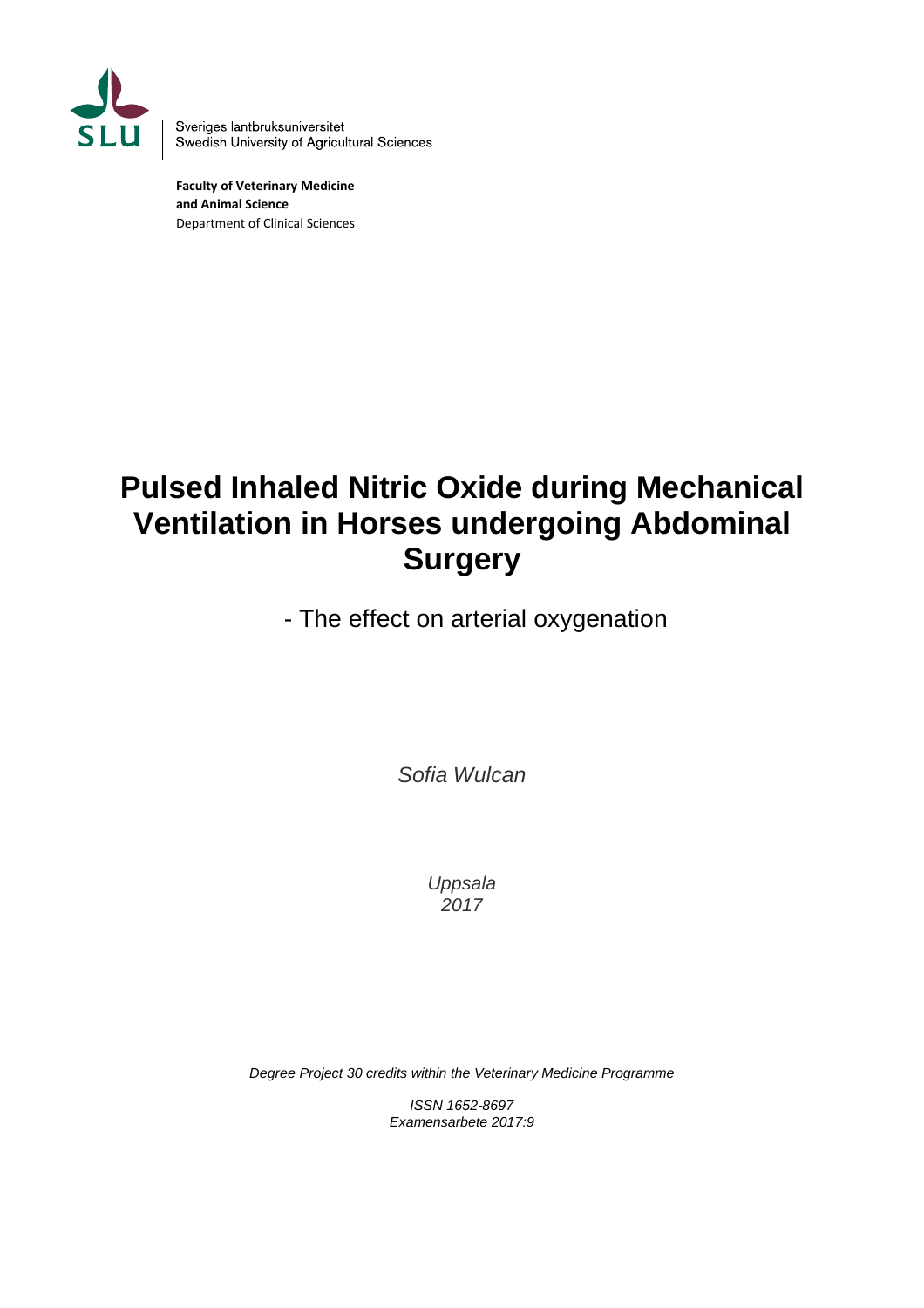Sveriges lantbruksuniversitet
Swedish University of Agricultural Sciences

**Faculty of Veterinary Medicine and Animal Science**
Department of Clinical Sciences

# Pulsed Inhaled Nitric Oxide during Mechanical Ventilation in Horses undergoing Abdominal Surgery

- The effect on arterial oxygenation

*Sofia Wulcan*

*Uppsala*
*2017*

*Degree Project 30 credits within the Veterinary Medicine Programme*

*ISSN 1652-8697*
*Examensarbete 2017:9*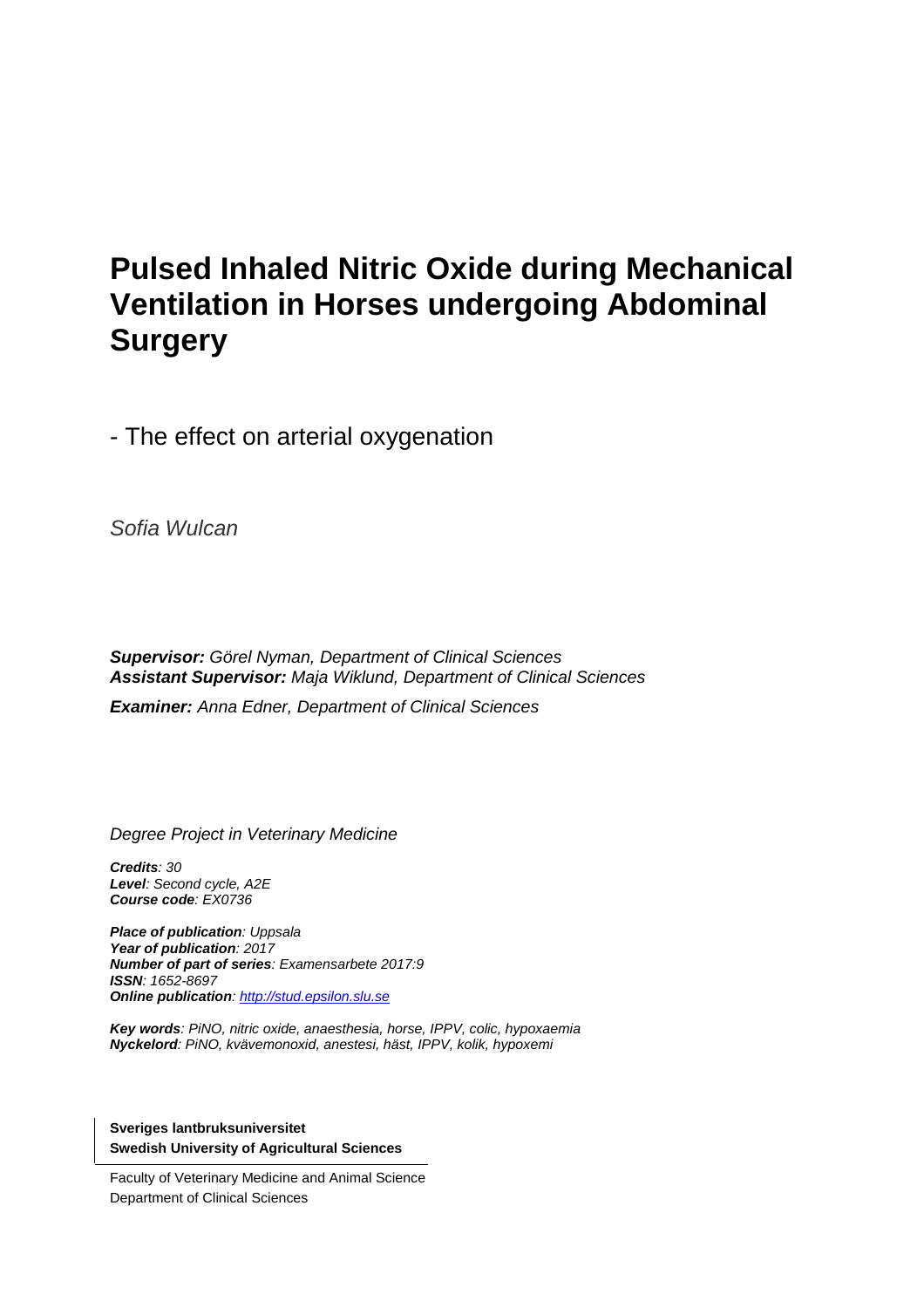# Pulsed Inhaled Nitric Oxide during Mechanical Ventilation in Horses undergoing Abdominal Surgery

- The effect on arterial oxygenation

*Sofia Wulcan*

***Supervisor:*** *Görel Nyman, Department of Clinical Sciences*
***Assistant Supervisor:*** *Maja Wiklund, Department of Clinical Sciences*

***Examiner:*** *Anna Edner, Department of Clinical Sciences*

*Degree Project in Veterinary Medicine*

***Credits****: 30*
***Level****: Second cycle, A2E*
***Course code****: EX0736*

***Place of publication****: Uppsala*
***Year of publication****: 2017*
***Number of part of series****: Examensarbete 2017:9*
***ISSN****: 1652-8697*
***Online publication****: [http://stud.epsilon.slu.se](http://stud.epsilon.slu.se)*

***Key words****: PiNO, nitric oxide, anaesthesia, horse, IPPV, colic, hypoxaemia*
***Nyckelord****: PiNO, kvävemonoxid, anestesi, häst, IPPV, kolik, hypoxemi*

**Sveriges lantbruksuniversitet**
**Swedish University of Agricultural Sciences**

Faculty of Veterinary Medicine and Animal Science
Department of Clinical Sciences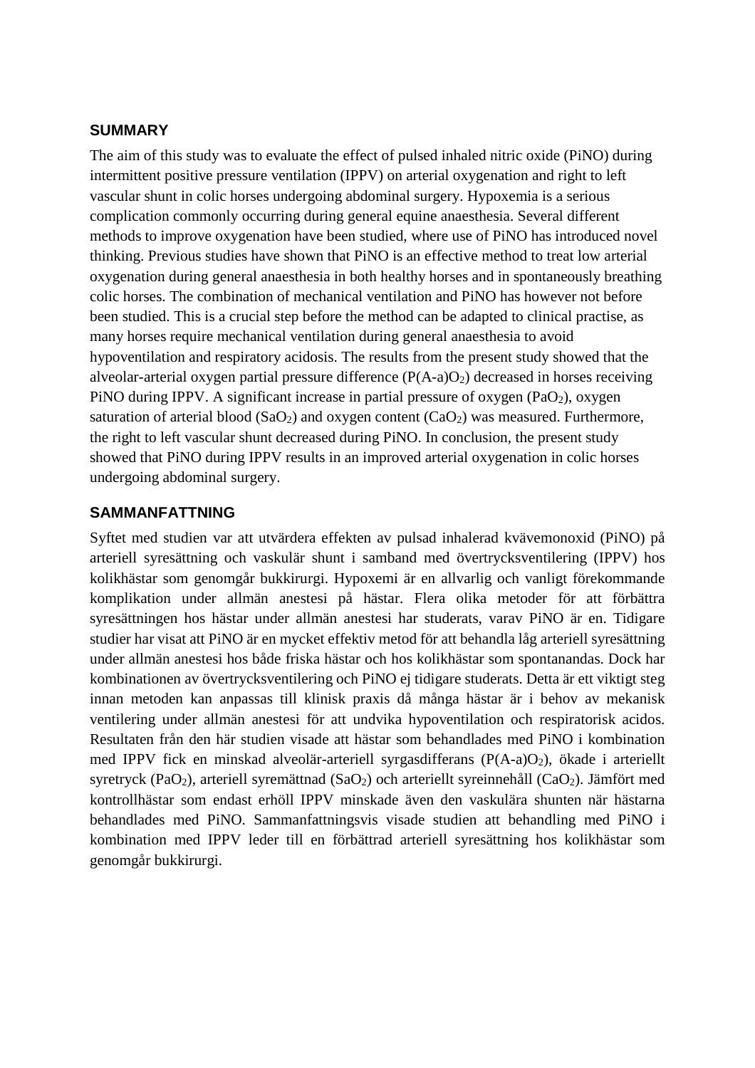## SUMMARY

The aim of this study was to evaluate the effect of pulsed inhaled nitric oxide (PiNO) during intermittent positive pressure ventilation (IPPV) on arterial oxygenation and right to left vascular shunt in colic horses undergoing abdominal surgery. Hypoxemia is a serious complication commonly occurring during general equine anaesthesia. Several different methods to improve oxygenation have been studied, where use of PiNO has introduced novel thinking. Previous studies have shown that PiNO is an effective method to treat low arterial oxygenation during general anaesthesia in both healthy horses and in spontaneously breathing colic horses. The combination of mechanical ventilation and PiNO has however not before been studied. This is a crucial step before the method can be adapted to clinical practise, as many horses require mechanical ventilation during general anaesthesia to avoid hypoventilation and respiratory acidosis. The results from the present study showed that the alveolar-arterial oxygen partial pressure difference ($P(A\text{-}a)O_2$) decreased in horses receiving PiNO during IPPV. A significant increase in partial pressure of oxygen ($PaO_2$), oxygen saturation of arterial blood ($SaO_2$) and oxygen content ($CaO_2$) was measured. Furthermore, the right to left vascular shunt decreased during PiNO. In conclusion, the present study showed that PiNO during IPPV results in an improved arterial oxygenation in colic horses undergoing abdominal surgery.

## SAMMANFATTNING

Syftet med studien var att utvärdera effekten av pulsad inhalerad kvävemonoxid (PiNO) på arteriell syresättning och vaskulär shunt i samband med övertrycksventilering (IPPV) hos kolikhästar som genomgår bukkirurgi. Hypoxemi är en allvarlig och vanligt förekommande komplikation under allmän anestesi på hästar. Flera olika metoder för att förbättra syresättningen hos hästar under allmän anestesi har studerats, varav PiNO är en. Tidigare studier har visat att PiNO är en mycket effektiv metod för att behandla låg arteriell syresättning under allmän anestesi hos både friska hästar och hos kolikhästar som spontanandas. Dock har kombinationen av övertrycksventilering och PiNO ej tidigare studerats. Detta är ett viktigt steg innan metoden kan anpassas till klinisk praxis då många hästar är i behov av mekanisk ventilering under allmän anestesi för att undvika hypoventilation och respiratorisk acidos. Resultaten från den här studien visade att hästar som behandlades med PiNO i kombination med IPPV fick en minskad alveolär-arteriell syrgasdifferans ($P(A\text{-}a)O_2$), ökade i arteriellt syretryck ($PaO_2$), arteriell syremättnad ($SaO_2$) och arteriellt syreinnehåll ($CaO_2$). Jämfört med kontrollhästar som endast erhöll IPPV minskade även den vaskulära shunten när hästarna behandlades med PiNO. Sammanfattningsvis visade studien att behandling med PiNO i kombination med IPPV leder till en förbättrad arteriell syresättning hos kolikhästar som genomgår bukkirurgi.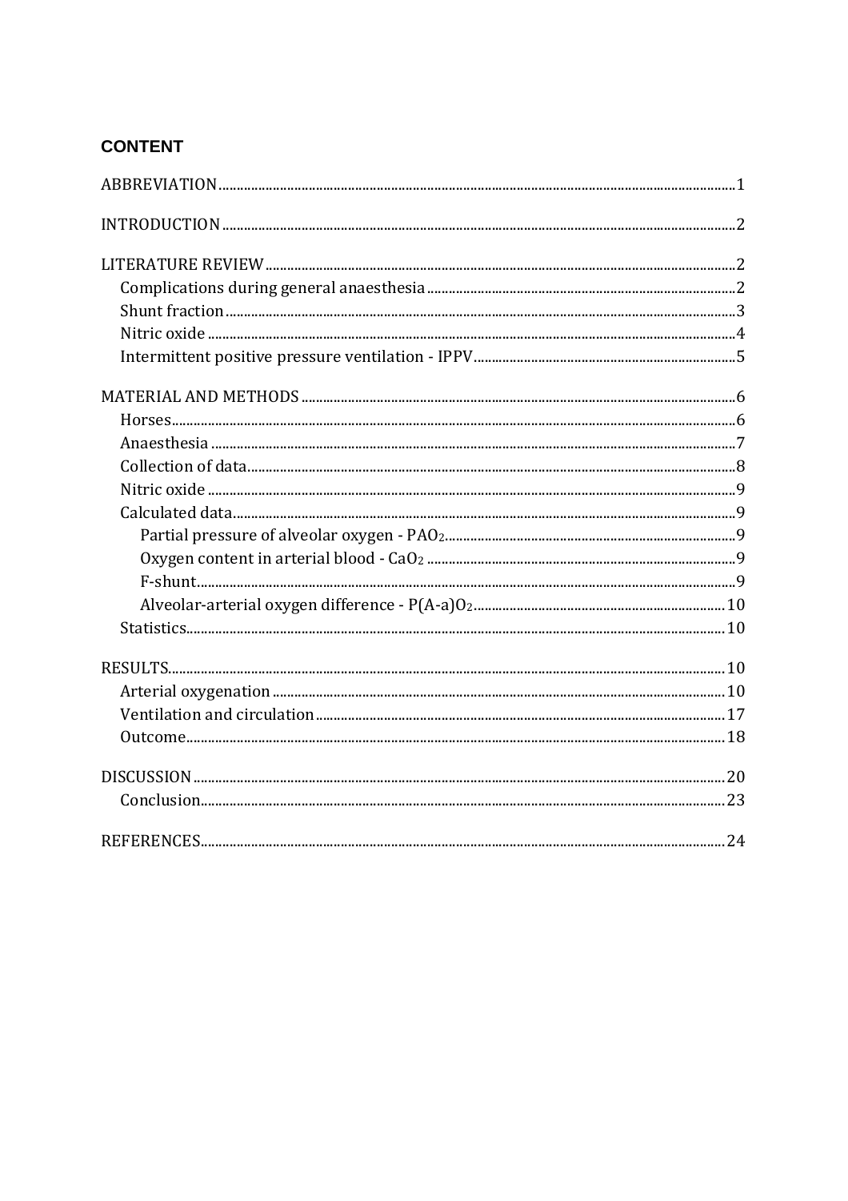# CONTENT

ABBREVIATION ..... 1

INTRODUCTION ..... 2

LITERATURE REVIEW ..... 2

- Complications during general anaesthesia ..... 2
- Shunt fraction ..... 3
- Nitric oxide ..... 4
- Intermittent positive pressure ventilation - IPPV ..... 5

MATERIAL AND METHODS ..... 6

- Horses ..... 6
- Anaesthesia ..... 7
- Collection of data ..... 8
- Nitric oxide ..... 9
- Calculated data ..... 9
  - Partial pressure of alveolar oxygen - $PAO_2$ ..... 9
  - Oxygen content in arterial blood - $CaO_2$ ..... 9
  - F-shunt ..... 9
  - Alveolar-arterial oxygen difference - $P(A\text{-}a)O_2$ ..... 10
- Statistics ..... 10

RESULTS ..... 10

- Arterial oxygenation ..... 10
- Ventilation and circulation ..... 17
- Outcome ..... 18

DISCUSSION ..... 20

- Conclusion ..... 23

REFERENCES ..... 24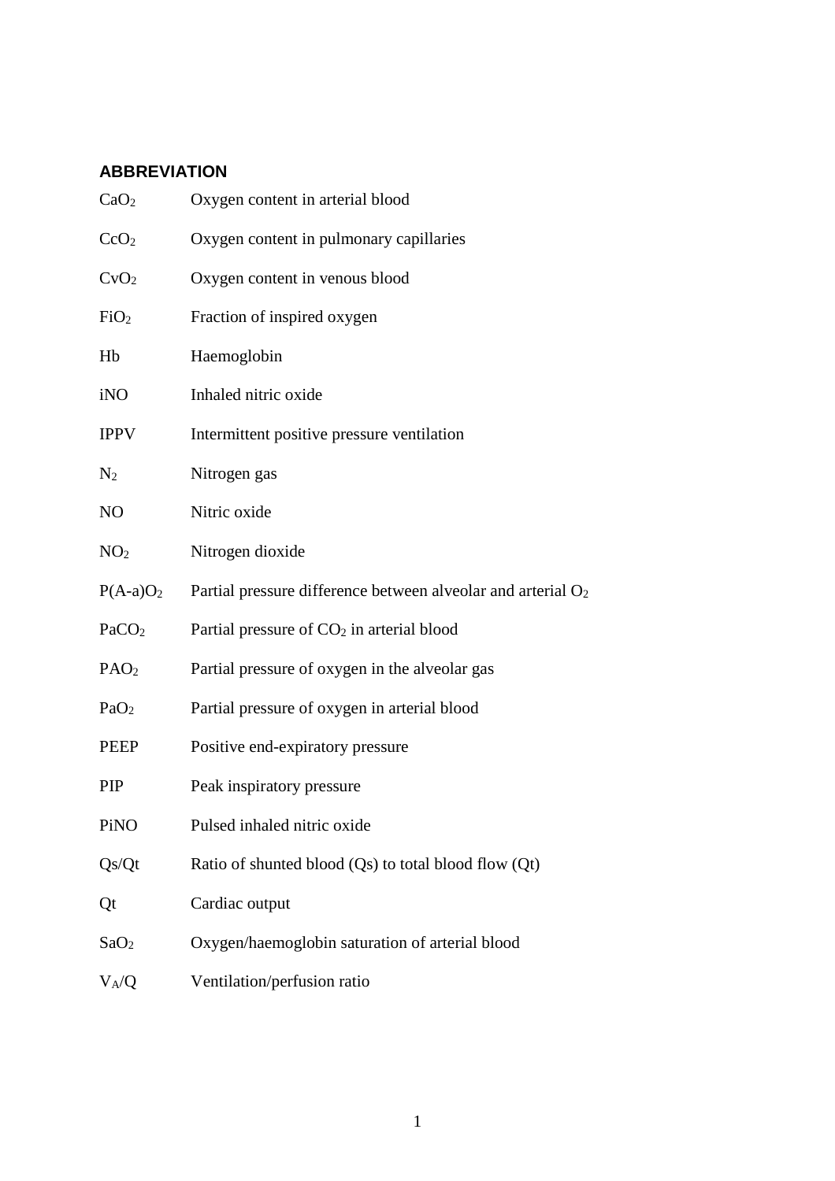## ABBREVIATION

| | |
|---|---|
| $CaO_2$ | Oxygen content in arterial blood |
| $CcO_2$ | Oxygen content in pulmonary capillaries |
| $CvO_2$ | Oxygen content in venous blood |
| $FiO_2$ | Fraction of inspired oxygen |
| Hb | Haemoglobin |
| iNO | Inhaled nitric oxide |
| IPPV | Intermittent positive pressure ventilation |
| $N_2$ | Nitrogen gas |
| NO | Nitric oxide |
| $NO_2$ | Nitrogen dioxide |
| $P(A\text{-}a)O_2$ | Partial pressure difference between alveolar and arterial $O_2$ |
| $PaCO_2$ | Partial pressure of $CO_2$ in arterial blood |
| $PAO_2$ | Partial pressure of oxygen in the alveolar gas |
| $PaO_2$ | Partial pressure of oxygen in arterial blood |
| PEEP | Positive end-expiratory pressure |
| PIP | Peak inspiratory pressure |
| PiNO | Pulsed inhaled nitric oxide |
| Qs/Qt | Ratio of shunted blood (Qs) to total blood flow (Qt) |
| Qt | Cardiac output |
| $SaO_2$ | Oxygen/haemoglobin saturation of arterial blood |
| $V_A/Q$ | Ventilation/perfusion ratio |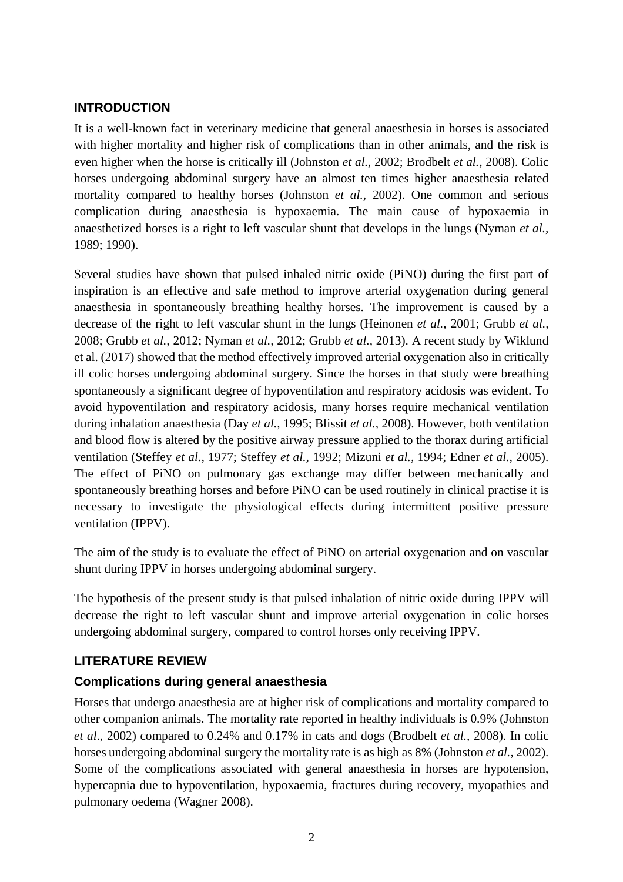## INTRODUCTION

It is a well-known fact in veterinary medicine that general anaesthesia in horses is associated with higher mortality and higher risk of complications than in other animals, and the risk is even higher when the horse is critically ill (Johnston *et al.*, 2002; Brodbelt *et al.*, 2008). Colic horses undergoing abdominal surgery have an almost ten times higher anaesthesia related mortality compared to healthy horses (Johnston *et al.*, 2002). One common and serious complication during anaesthesia is hypoxaemia. The main cause of hypoxaemia in anaesthetized horses is a right to left vascular shunt that develops in the lungs (Nyman *et al.*, 1989; 1990).

Several studies have shown that pulsed inhaled nitric oxide (PiNO) during the first part of inspiration is an effective and safe method to improve arterial oxygenation during general anaesthesia in spontaneously breathing healthy horses. The improvement is caused by a decrease of the right to left vascular shunt in the lungs (Heinonen *et al.*, 2001; Grubb *et al.*, 2008; Grubb *et al.*, 2012; Nyman *et al.*, 2012; Grubb *et al.*, 2013). A recent study by Wiklund et al. (2017) showed that the method effectively improved arterial oxygenation also in critically ill colic horses undergoing abdominal surgery. Since the horses in that study were breathing spontaneously a significant degree of hypoventilation and respiratory acidosis was evident. To avoid hypoventilation and respiratory acidosis, many horses require mechanical ventilation during inhalation anaesthesia (Day *et al.*, 1995; Blissit *et al.*, 2008). However, both ventilation and blood flow is altered by the positive airway pressure applied to the thorax during artificial ventilation (Steffey *et al.*, 1977; Steffey *et al.*, 1992; Mizuni *et al.*, 1994; Edner *et al.*, 2005). The effect of PiNO on pulmonary gas exchange may differ between mechanically and spontaneously breathing horses and before PiNO can be used routinely in clinical practise it is necessary to investigate the physiological effects during intermittent positive pressure ventilation (IPPV).

The aim of the study is to evaluate the effect of PiNO on arterial oxygenation and on vascular shunt during IPPV in horses undergoing abdominal surgery.

The hypothesis of the present study is that pulsed inhalation of nitric oxide during IPPV will decrease the right to left vascular shunt and improve arterial oxygenation in colic horses undergoing abdominal surgery, compared to control horses only receiving IPPV.

## LITERATURE REVIEW

### Complications during general anaesthesia

Horses that undergo anaesthesia are at higher risk of complications and mortality compared to other companion animals. The mortality rate reported in healthy individuals is 0.9% (Johnston *et al*., 2002) compared to 0.24% and 0.17% in cats and dogs (Brodbelt *et al.*, 2008). In colic horses undergoing abdominal surgery the mortality rate is as high as 8% (Johnston *et al.*, 2002). Some of the complications associated with general anaesthesia in horses are hypotension, hypercapnia due to hypoventilation, hypoxaemia, fractures during recovery, myopathies and pulmonary oedema (Wagner 2008).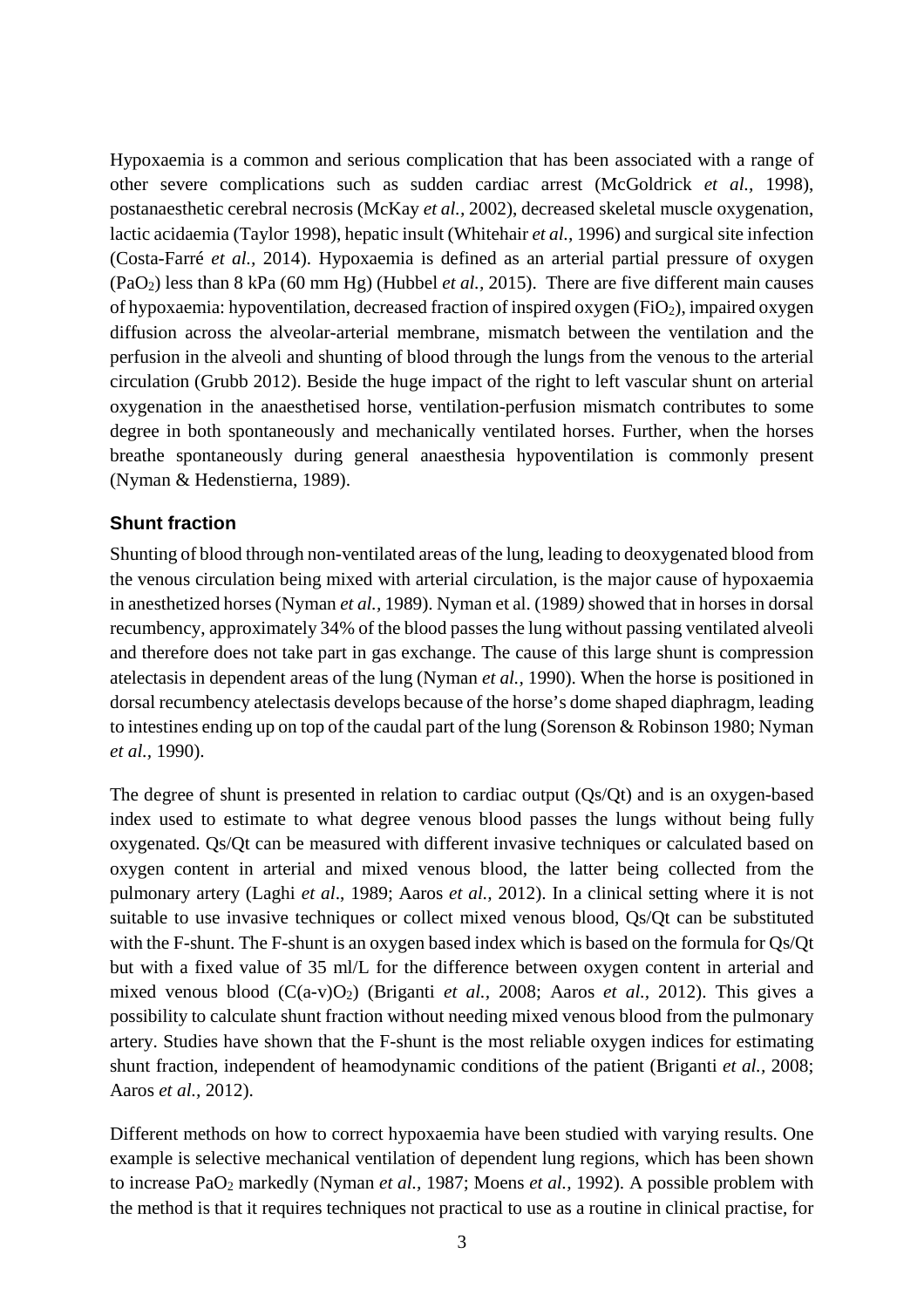Hypoxaemia is a common and serious complication that has been associated with a range of other severe complications such as sudden cardiac arrest (McGoldrick *et al.,* 1998), postanaesthetic cerebral necrosis (McKay *et al.,* 2002), decreased skeletal muscle oxygenation, lactic acidaemia (Taylor 1998), hepatic insult (Whitehair *et al.,* 1996) and surgical site infection (Costa-Farré *et al.,* 2014). Hypoxaemia is defined as an arterial partial pressure of oxygen ($PaO_2$) less than 8 kPa (60 mm Hg) (Hubbel *et al.,* 2015). There are five different main causes of hypoxaemia: hypoventilation, decreased fraction of inspired oxygen ($FiO_2$), impaired oxygen diffusion across the alveolar-arterial membrane, mismatch between the ventilation and the perfusion in the alveoli and shunting of blood through the lungs from the venous to the arterial circulation (Grubb 2012). Beside the huge impact of the right to left vascular shunt on arterial oxygenation in the anaesthetised horse, ventilation-perfusion mismatch contributes to some degree in both spontaneously and mechanically ventilated horses. Further, when the horses breathe spontaneously during general anaesthesia hypoventilation is commonly present (Nyman & Hedenstierna, 1989).

## Shunt fraction

Shunting of blood through non-ventilated areas of the lung, leading to deoxygenated blood from the venous circulation being mixed with arterial circulation, is the major cause of hypoxaemia in anesthetized horses (Nyman *et al.,* 1989). Nyman et al. (1989*)* showed that in horses in dorsal recumbency, approximately 34% of the blood passes the lung without passing ventilated alveoli and therefore does not take part in gas exchange. The cause of this large shunt is compression atelectasis in dependent areas of the lung (Nyman *et al.,* 1990). When the horse is positioned in dorsal recumbency atelectasis develops because of the horse's dome shaped diaphragm, leading to intestines ending up on top of the caudal part of the lung (Sorenson & Robinson 1980; Nyman *et al.,* 1990).

The degree of shunt is presented in relation to cardiac output (Qs/Qt) and is an oxygen-based index used to estimate to what degree venous blood passes the lungs without being fully oxygenated. Qs/Qt can be measured with different invasive techniques or calculated based on oxygen content in arterial and mixed venous blood, the latter being collected from the pulmonary artery (Laghi *et al*., 1989; Aaros *et al.,* 2012). In a clinical setting where it is not suitable to use invasive techniques or collect mixed venous blood, Qs/Qt can be substituted with the F-shunt. The F-shunt is an oxygen based index which is based on the formula for Qs/Qt but with a fixed value of 35 ml/L for the difference between oxygen content in arterial and mixed venous blood ($C(a\text{-}v)O_2$) (Briganti *et al.,* 2008; Aaros *et al.,* 2012). This gives a possibility to calculate shunt fraction without needing mixed venous blood from the pulmonary artery. Studies have shown that the F-shunt is the most reliable oxygen indices for estimating shunt fraction, independent of heamodynamic conditions of the patient (Briganti *et al.,* 2008; Aaros *et al.,* 2012).

Different methods on how to correct hypoxaemia have been studied with varying results. One example is selective mechanical ventilation of dependent lung regions, which has been shown to increase $PaO_2$ markedly (Nyman *et al.,* 1987; Moens *et al.,* 1992). A possible problem with the method is that it requires techniques not practical to use as a routine in clinical practise, for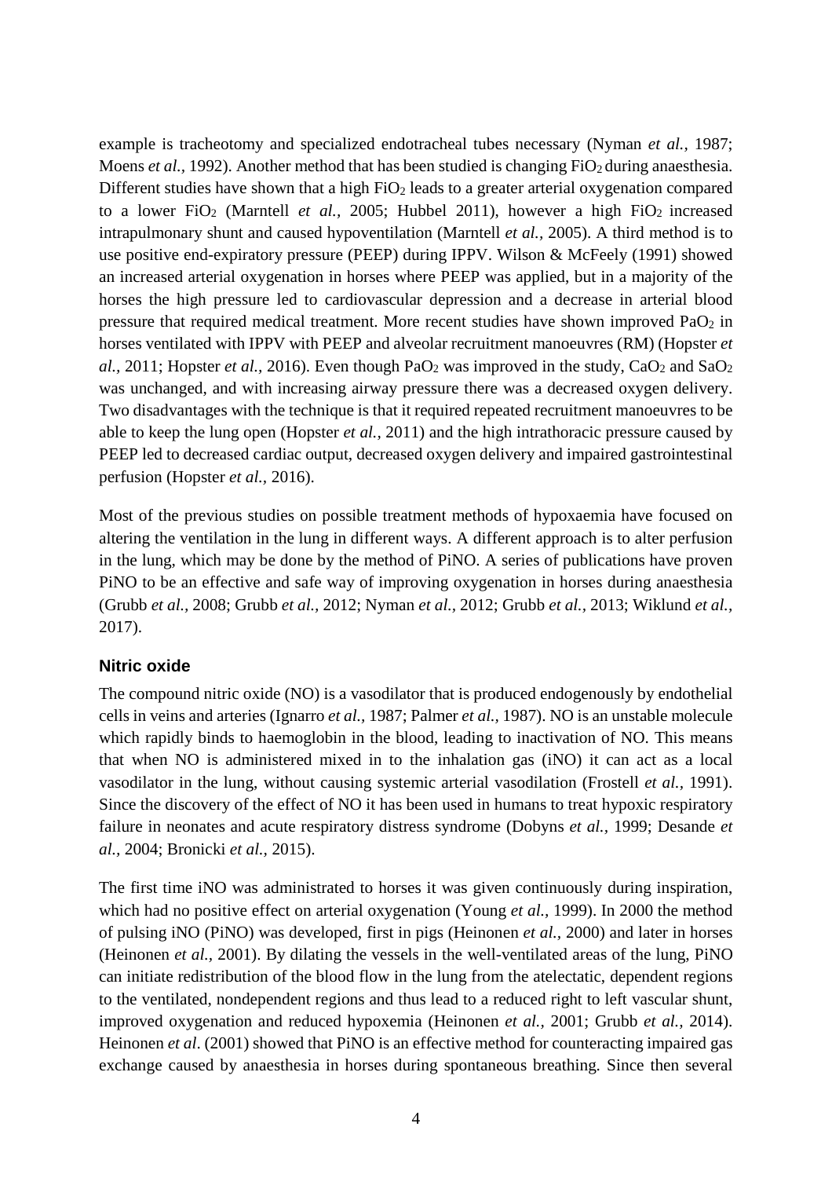example is tracheotomy and specialized endotracheal tubes necessary (Nyman *et al.,* 1987; Moens *et al.,* 1992). Another method that has been studied is changing $FiO_2$ during anaesthesia. Different studies have shown that a high $FiO_2$ leads to a greater arterial oxygenation compared to a lower $FiO_2$ (Marntell *et al.,* 2005; Hubbel 2011), however a high $FiO_2$ increased intrapulmonary shunt and caused hypoventilation (Marntell *et al.,* 2005). A third method is to use positive end-expiratory pressure (PEEP) during IPPV. Wilson & McFeely (1991) showed an increased arterial oxygenation in horses where PEEP was applied, but in a majority of the horses the high pressure led to cardiovascular depression and a decrease in arterial blood pressure that required medical treatment. More recent studies have shown improved $PaO_2$ in horses ventilated with IPPV with PEEP and alveolar recruitment manoeuvres (RM) (Hopster *et al.,* 2011; Hopster *et al.,* 2016). Even though $PaO_2$ was improved in the study, $CaO_2$ and $SaO_2$ was unchanged, and with increasing airway pressure there was a decreased oxygen delivery. Two disadvantages with the technique is that it required repeated recruitment manoeuvres to be able to keep the lung open (Hopster *et al.,* 2011) and the high intrathoracic pressure caused by PEEP led to decreased cardiac output, decreased oxygen delivery and impaired gastrointestinal perfusion (Hopster *et al.,* 2016).

Most of the previous studies on possible treatment methods of hypoxaemia have focused on altering the ventilation in the lung in different ways. A different approach is to alter perfusion in the lung, which may be done by the method of PiNO. A series of publications have proven PiNO to be an effective and safe way of improving oxygenation in horses during anaesthesia (Grubb *et al.,* 2008; Grubb *et al.,* 2012; Nyman *et al.,* 2012; Grubb *et al.,* 2013; Wiklund *et al.,* 2017).

### Nitric oxide

The compound nitric oxide (NO) is a vasodilator that is produced endogenously by endothelial cells in veins and arteries (Ignarro *et al.,* 1987; Palmer *et al.,* 1987). NO is an unstable molecule which rapidly binds to haemoglobin in the blood, leading to inactivation of NO. This means that when NO is administered mixed in to the inhalation gas (iNO) it can act as a local vasodilator in the lung, without causing systemic arterial vasodilation (Frostell *et al.,* 1991). Since the discovery of the effect of NO it has been used in humans to treat hypoxic respiratory failure in neonates and acute respiratory distress syndrome (Dobyns *et al.,* 1999; Desande *et al.,* 2004; Bronicki *et al.,* 2015).

The first time iNO was administrated to horses it was given continuously during inspiration, which had no positive effect on arterial oxygenation (Young *et al.,* 1999). In 2000 the method of pulsing iNO (PiNO) was developed, first in pigs (Heinonen *et al.,* 2000) and later in horses (Heinonen *et al.,* 2001). By dilating the vessels in the well-ventilated areas of the lung, PiNO can initiate redistribution of the blood flow in the lung from the atelectatic, dependent regions to the ventilated, nondependent regions and thus lead to a reduced right to left vascular shunt, improved oxygenation and reduced hypoxemia (Heinonen *et al.,* 2001; Grubb *et al.,* 2014). Heinonen *et al*. (2001) showed that PiNO is an effective method for counteracting impaired gas exchange caused by anaesthesia in horses during spontaneous breathing. Since then several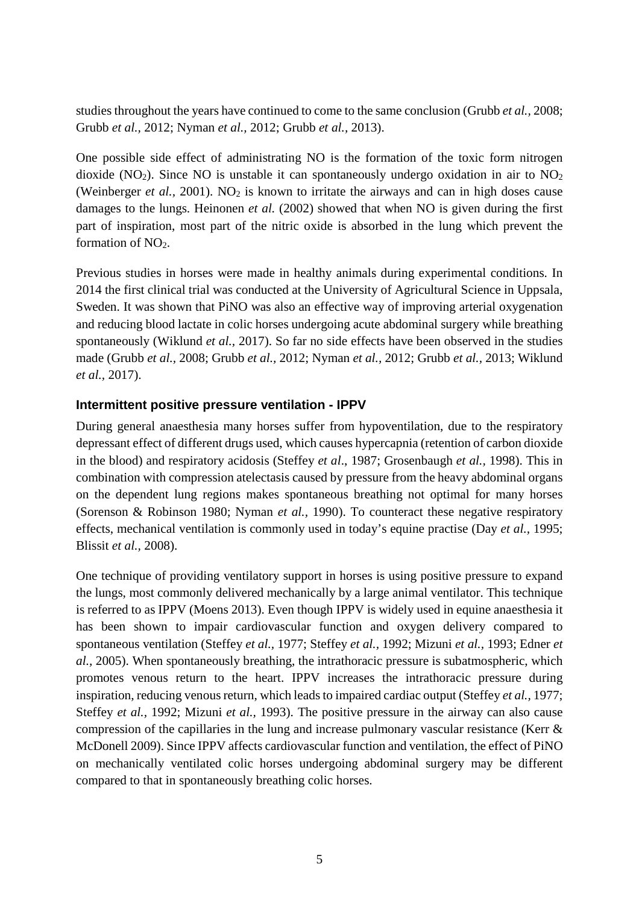studies throughout the years have continued to come to the same conclusion (Grubb *et al.*, 2008; Grubb *et al.*, 2012; Nyman *et al.*, 2012; Grubb *et al.*, 2013).

One possible side effect of administrating NO is the formation of the toxic form nitrogen dioxide ($NO_2$). Since NO is unstable it can spontaneously undergo oxidation in air to $NO_2$ (Weinberger *et al.*, 2001). $NO_2$ is known to irritate the airways and can in high doses cause damages to the lungs. Heinonen *et al.* (2002) showed that when NO is given during the first part of inspiration, most part of the nitric oxide is absorbed in the lung which prevent the formation of $NO_2$.

Previous studies in horses were made in healthy animals during experimental conditions. In 2014 the first clinical trial was conducted at the University of Agricultural Science in Uppsala, Sweden. It was shown that PiNO was also an effective way of improving arterial oxygenation and reducing blood lactate in colic horses undergoing acute abdominal surgery while breathing spontaneously (Wiklund *et al.*, 2017). So far no side effects have been observed in the studies made (Grubb *et al.*, 2008; Grubb *et al.*, 2012; Nyman *et al.*, 2012; Grubb *et al.*, 2013; Wiklund *et al.*, 2017).

### Intermittent positive pressure ventilation - IPPV

During general anaesthesia many horses suffer from hypoventilation, due to the respiratory depressant effect of different drugs used, which causes hypercapnia (retention of carbon dioxide in the blood) and respiratory acidosis (Steffey *et al*., 1987; Grosenbaugh *et al.*, 1998). This in combination with compression atelectasis caused by pressure from the heavy abdominal organs on the dependent lung regions makes spontaneous breathing not optimal for many horses (Sorenson & Robinson 1980; Nyman *et al.*, 1990). To counteract these negative respiratory effects, mechanical ventilation is commonly used in today's equine practise (Day *et al.*, 1995; Blissit *et al.*, 2008).

One technique of providing ventilatory support in horses is using positive pressure to expand the lungs, most commonly delivered mechanically by a large animal ventilator. This technique is referred to as IPPV (Moens 2013). Even though IPPV is widely used in equine anaesthesia it has been shown to impair cardiovascular function and oxygen delivery compared to spontaneous ventilation (Steffey *et al.*, 1977; Steffey *et al.*, 1992; Mizuni *et al.*, 1993; Edner *et al.*, 2005). When spontaneously breathing, the intrathoracic pressure is subatmospheric, which promotes venous return to the heart. IPPV increases the intrathoracic pressure during inspiration, reducing venous return, which leads to impaired cardiac output (Steffey *et al.*, 1977; Steffey *et al.*, 1992; Mizuni *et al.*, 1993). The positive pressure in the airway can also cause compression of the capillaries in the lung and increase pulmonary vascular resistance (Kerr & McDonell 2009). Since IPPV affects cardiovascular function and ventilation, the effect of PiNO on mechanically ventilated colic horses undergoing abdominal surgery may be different compared to that in spontaneously breathing colic horses.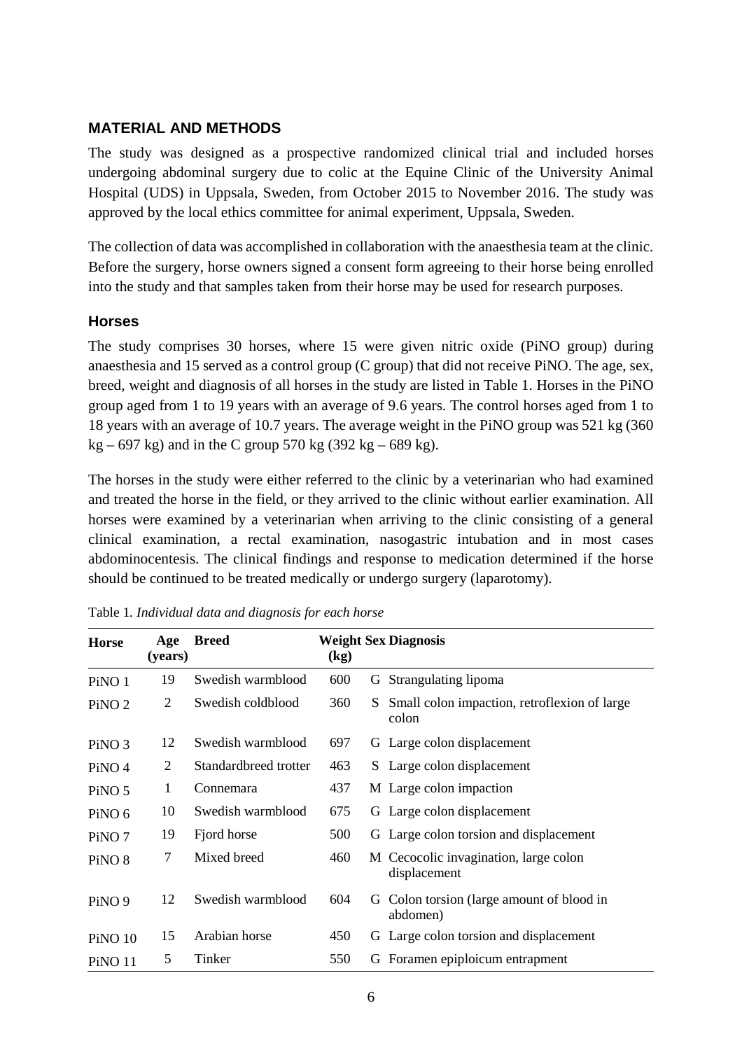## MATERIAL AND METHODS

The study was designed as a prospective randomized clinical trial and included horses undergoing abdominal surgery due to colic at the Equine Clinic of the University Animal Hospital (UDS) in Uppsala, Sweden, from October 2015 to November 2016. The study was approved by the local ethics committee for animal experiment, Uppsala, Sweden.

The collection of data was accomplished in collaboration with the anaesthesia team at the clinic. Before the surgery, horse owners signed a consent form agreeing to their horse being enrolled into the study and that samples taken from their horse may be used for research purposes.

### Horses

The study comprises 30 horses, where 15 were given nitric oxide (PiNO group) during anaesthesia and 15 served as a control group (C group) that did not receive PiNO. The age, sex, breed, weight and diagnosis of all horses in the study are listed in Table 1. Horses in the PiNO group aged from 1 to 19 years with an average of 9.6 years. The control horses aged from 1 to 18 years with an average of 10.7 years. The average weight in the PiNO group was 521 kg (360 kg – 697 kg) and in the C group 570 kg (392 kg – 689 kg).

The horses in the study were either referred to the clinic by a veterinarian who had examined and treated the horse in the field, or they arrived to the clinic without earlier examination. All horses were examined by a veterinarian when arriving to the clinic consisting of a general clinical examination, a rectal examination, nasogastric intubation and in most cases abdominocentesis. The clinical findings and response to medication determined if the horse should be continued to be treated medically or undergo surgery (laparotomy).

Table 1. *Individual data and diagnosis for each horse*

| Horse | Age (years) | Breed | Weight (kg) | Sex | Diagnosis |
|---|---|---|---|---|---|
| PiNO 1 | 19 | Swedish warmblood | 600 | G | Strangulating lipoma |
| PiNO 2 | 2 | Swedish coldblood | 360 | S | Small colon impaction, retroflexion of large colon |
| PiNO 3 | 12 | Swedish warmblood | 697 | G | Large colon displacement |
| PiNO 4 | 2 | Standardbreed trotter | 463 | S | Large colon displacement |
| PiNO 5 | 1 | Connemara | 437 | M | Large colon impaction |
| PiNO 6 | 10 | Swedish warmblood | 675 | G | Large colon displacement |
| PiNO 7 | 19 | Fjord horse | 500 | G | Large colon torsion and displacement |
| PiNO 8 | 7 | Mixed breed | 460 | M | Cecocolic invagination, large colon displacement |
| PiNO 9 | 12 | Swedish warmblood | 604 | G | Colon torsion (large amount of blood in abdomen) |
| PiNO 10 | 15 | Arabian horse | 450 | G | Large colon torsion and displacement |
| PiNO 11 | 5 | Tinker | 550 | G | Foramen epiploicum entrapment |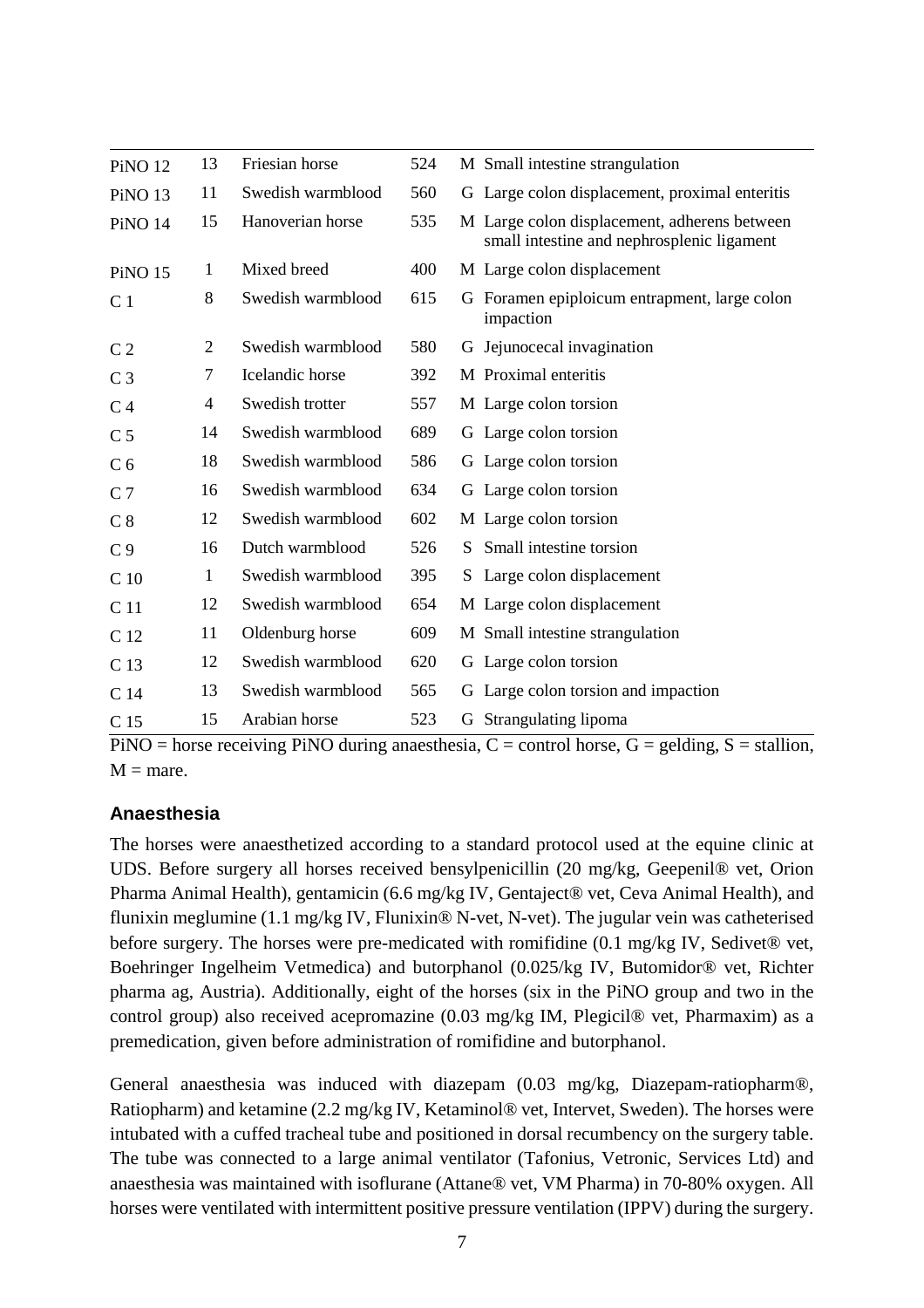| | | | | | |
|---|---|---|---|---|---|
| PiNO 12 | 13 | Friesian horse | 524 | M | Small intestine strangulation |
| PiNO 13 | 11 | Swedish warmblood | 560 | G | Large colon displacement, proximal enteritis |
| PiNO 14 | 15 | Hanoverian horse | 535 | M | Large colon displacement, adherens between small intestine and nephrosplenic ligament |
| PiNO 15 | 1 | Mixed breed | 400 | M | Large colon displacement |
| C 1 | 8 | Swedish warmblood | 615 | G | Foramen epiploicum entrapment, large colon impaction |
| C 2 | 2 | Swedish warmblood | 580 | G | Jejunocecal invagination |
| C 3 | 7 | Icelandic horse | 392 | M | Proximal enteritis |
| C 4 | 4 | Swedish trotter | 557 | M | Large colon torsion |
| C 5 | 14 | Swedish warmblood | 689 | G | Large colon torsion |
| C 6 | 18 | Swedish warmblood | 586 | G | Large colon torsion |
| C 7 | 16 | Swedish warmblood | 634 | G | Large colon torsion |
| C 8 | 12 | Swedish warmblood | 602 | M | Large colon torsion |
| C 9 | 16 | Dutch warmblood | 526 | S | Small intestine torsion |
| C 10 | 1 | Swedish warmblood | 395 | S | Large colon displacement |
| C 11 | 12 | Swedish warmblood | 654 | M | Large colon displacement |
| C 12 | 11 | Oldenburg horse | 609 | M | Small intestine strangulation |
| C 13 | 12 | Swedish warmblood | 620 | G | Large colon torsion |
| C 14 | 13 | Swedish warmblood | 565 | G | Large colon torsion and impaction |
| C 15 | 15 | Arabian horse | 523 | G | Strangulating lipoma |

PiNO = horse receiving PiNO during anaesthesia, C = control horse, G = gelding, S = stallion, M = mare.

### Anaesthesia

The horses were anaesthetized according to a standard protocol used at the equine clinic at UDS. Before surgery all horses received bensylpenicillin (20 mg/kg, Geepenil® vet, Orion Pharma Animal Health), gentamicin (6.6 mg/kg IV, Gentaject® vet, Ceva Animal Health), and flunixin meglumine (1.1 mg/kg IV, Flunixin® N-vet, N-vet). The jugular vein was catheterised before surgery. The horses were pre-medicated with romifidine (0.1 mg/kg IV, Sedivet® vet, Boehringer Ingelheim Vetmedica) and butorphanol (0.025/kg IV, Butomidor® vet, Richter pharma ag, Austria). Additionally, eight of the horses (six in the PiNO group and two in the control group) also received acepromazine (0.03 mg/kg IM, Plegicil® vet, Pharmaxim) as a premedication, given before administration of romifidine and butorphanol.

General anaesthesia was induced with diazepam (0.03 mg/kg, Diazepam-ratiopharm®, Ratiopharm) and ketamine (2.2 mg/kg IV, Ketaminol® vet, Intervet, Sweden). The horses were intubated with a cuffed tracheal tube and positioned in dorsal recumbency on the surgery table. The tube was connected to a large animal ventilator (Tafonius, Vetronic, Services Ltd) and anaesthesia was maintained with isoflurane (Attane® vet, VM Pharma) in 70-80% oxygen. All horses were ventilated with intermittent positive pressure ventilation (IPPV) during the surgery.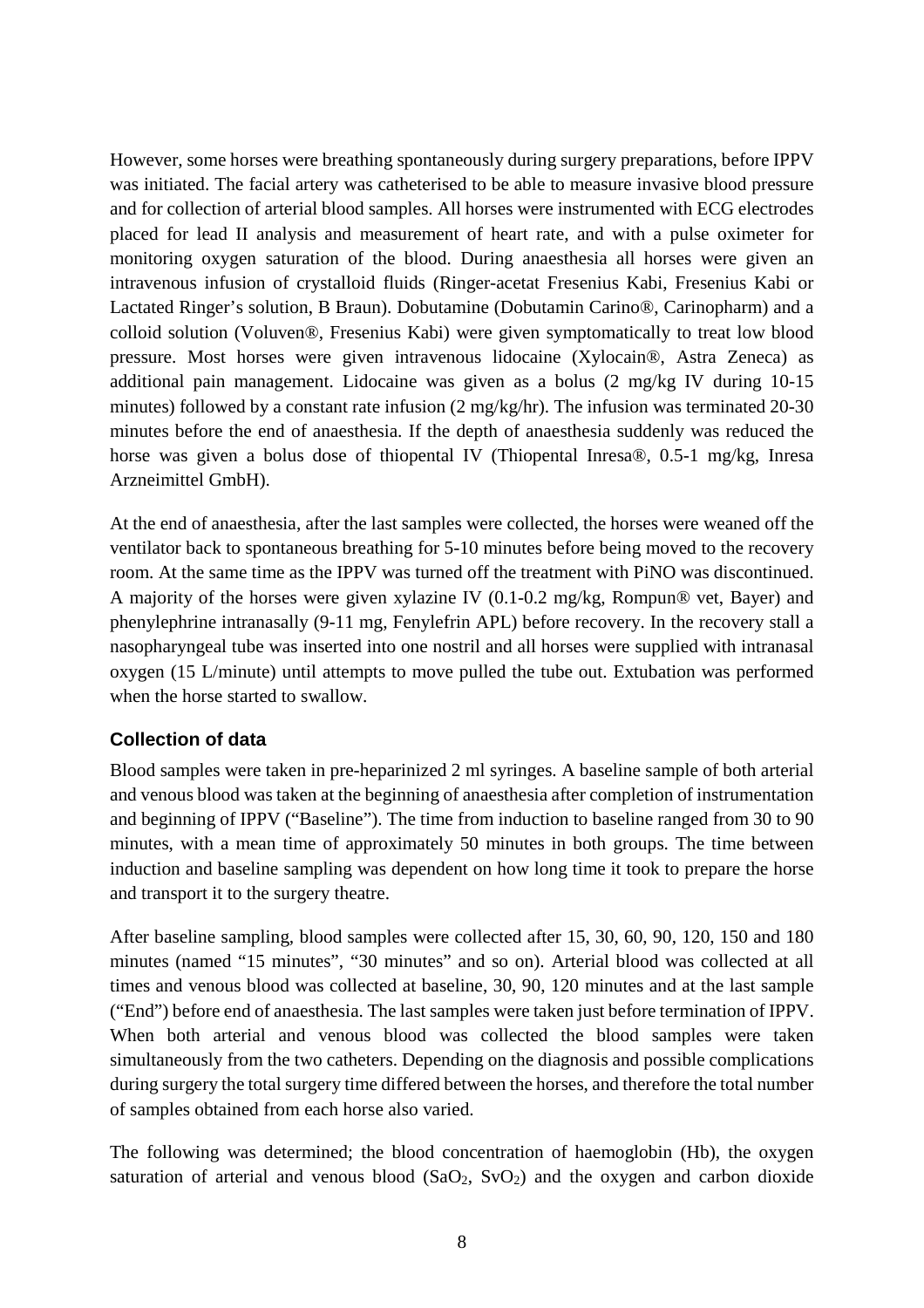However, some horses were breathing spontaneously during surgery preparations, before IPPV was initiated. The facial artery was catheterised to be able to measure invasive blood pressure and for collection of arterial blood samples. All horses were instrumented with ECG electrodes placed for lead II analysis and measurement of heart rate, and with a pulse oximeter for monitoring oxygen saturation of the blood. During anaesthesia all horses were given an intravenous infusion of crystalloid fluids (Ringer-acetat Fresenius Kabi, Fresenius Kabi or Lactated Ringer's solution, B Braun). Dobutamine (Dobutamin Carino®, Carinopharm) and a colloid solution (Voluven®, Fresenius Kabi) were given symptomatically to treat low blood pressure. Most horses were given intravenous lidocaine (Xylocain®, Astra Zeneca) as additional pain management. Lidocaine was given as a bolus (2 mg/kg IV during 10-15 minutes) followed by a constant rate infusion (2 mg/kg/hr). The infusion was terminated 20-30 minutes before the end of anaesthesia. If the depth of anaesthesia suddenly was reduced the horse was given a bolus dose of thiopental IV (Thiopental Inresa®, 0.5-1 mg/kg, Inresa Arzneimittel GmbH).

At the end of anaesthesia, after the last samples were collected, the horses were weaned off the ventilator back to spontaneous breathing for 5-10 minutes before being moved to the recovery room. At the same time as the IPPV was turned off the treatment with PiNO was discontinued. A majority of the horses were given xylazine IV (0.1-0.2 mg/kg, Rompun® vet, Bayer) and phenylephrine intranasally (9-11 mg, Fenylefrin APL) before recovery. In the recovery stall a nasopharyngeal tube was inserted into one nostril and all horses were supplied with intranasal oxygen (15 L/minute) until attempts to move pulled the tube out. Extubation was performed when the horse started to swallow.

### Collection of data

Blood samples were taken in pre-heparinized 2 ml syringes. A baseline sample of both arterial and venous blood was taken at the beginning of anaesthesia after completion of instrumentation and beginning of IPPV ("Baseline"). The time from induction to baseline ranged from 30 to 90 minutes, with a mean time of approximately 50 minutes in both groups. The time between induction and baseline sampling was dependent on how long time it took to prepare the horse and transport it to the surgery theatre.

After baseline sampling, blood samples were collected after 15, 30, 60, 90, 120, 150 and 180 minutes (named "15 minutes", "30 minutes" and so on). Arterial blood was collected at all times and venous blood was collected at baseline, 30, 90, 120 minutes and at the last sample ("End") before end of anaesthesia. The last samples were taken just before termination of IPPV. When both arterial and venous blood was collected the blood samples were taken simultaneously from the two catheters. Depending on the diagnosis and possible complications during surgery the total surgery time differed between the horses, and therefore the total number of samples obtained from each horse also varied.

The following was determined; the blood concentration of haemoglobin (Hb), the oxygen saturation of arterial and venous blood ($SaO_2$, $SvO_2$) and the oxygen and carbon dioxide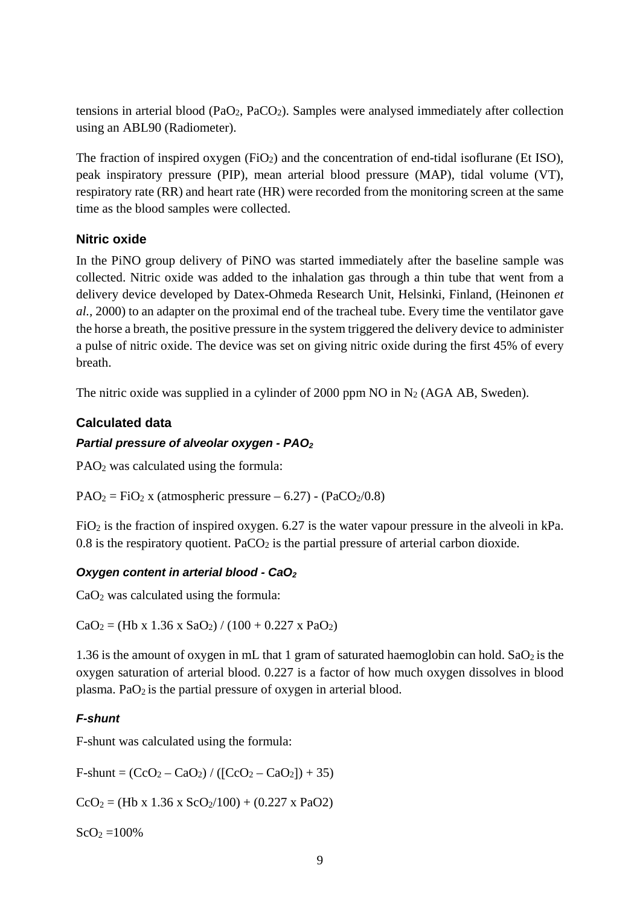tensions in arterial blood ($PaO_2$, $PaCO_2$). Samples were analysed immediately after collection using an ABL90 (Radiometer).

The fraction of inspired oxygen ($FiO_2$) and the concentration of end-tidal isoflurane (Et ISO), peak inspiratory pressure (PIP), mean arterial blood pressure (MAP), tidal volume (VT), respiratory rate (RR) and heart rate (HR) were recorded from the monitoring screen at the same time as the blood samples were collected.

### Nitric oxide

In the PiNO group delivery of PiNO was started immediately after the baseline sample was collected. Nitric oxide was added to the inhalation gas through a thin tube that went from a delivery device developed by Datex-Ohmeda Research Unit, Helsinki, Finland, (Heinonen *et al.*, 2000) to an adapter on the proximal end of the tracheal tube. Every time the ventilator gave the horse a breath, the positive pressure in the system triggered the delivery device to administer a pulse of nitric oxide. The device was set on giving nitric oxide during the first 45% of every breath.

The nitric oxide was supplied in a cylinder of 2000 ppm NO in $N_2$ (AGA AB, Sweden).

### Calculated data

#### *Partial pressure of alveolar oxygen - $PAO_2$*

$PAO_2$ was calculated using the formula:

$PAO_2 = FiO_2 \times (\text{atmospheric pressure} - 6.27) - (PaCO_2/0.8)$

$FiO_2$ is the fraction of inspired oxygen. 6.27 is the water vapour pressure in the alveoli in kPa. 0.8 is the respiratory quotient. $PaCO_2$ is the partial pressure of arterial carbon dioxide.

#### *Oxygen content in arterial blood - $CaO_2$*

$CaO_2$ was calculated using the formula:

$CaO_2 = (Hb \times 1.36 \times SaO_2) / (100 + 0.227 \times PaO_2)$

1.36 is the amount of oxygen in mL that 1 gram of saturated haemoglobin can hold. $SaO_2$ is the oxygen saturation of arterial blood. 0.227 is a factor of how much oxygen dissolves in blood plasma. $PaO_2$ is the partial pressure of oxygen in arterial blood.

#### *F-shunt*

F-shunt was calculated using the formula:

$\text{F-shunt} = (CcO_2 - CaO_2) / ([CcO_2 - CaO_2]) + 35)$

$CcO_2 = (Hb \times 1.36 \times ScO_2/100) + (0.227 \times PaO2)$

$ScO_2 = 100\%$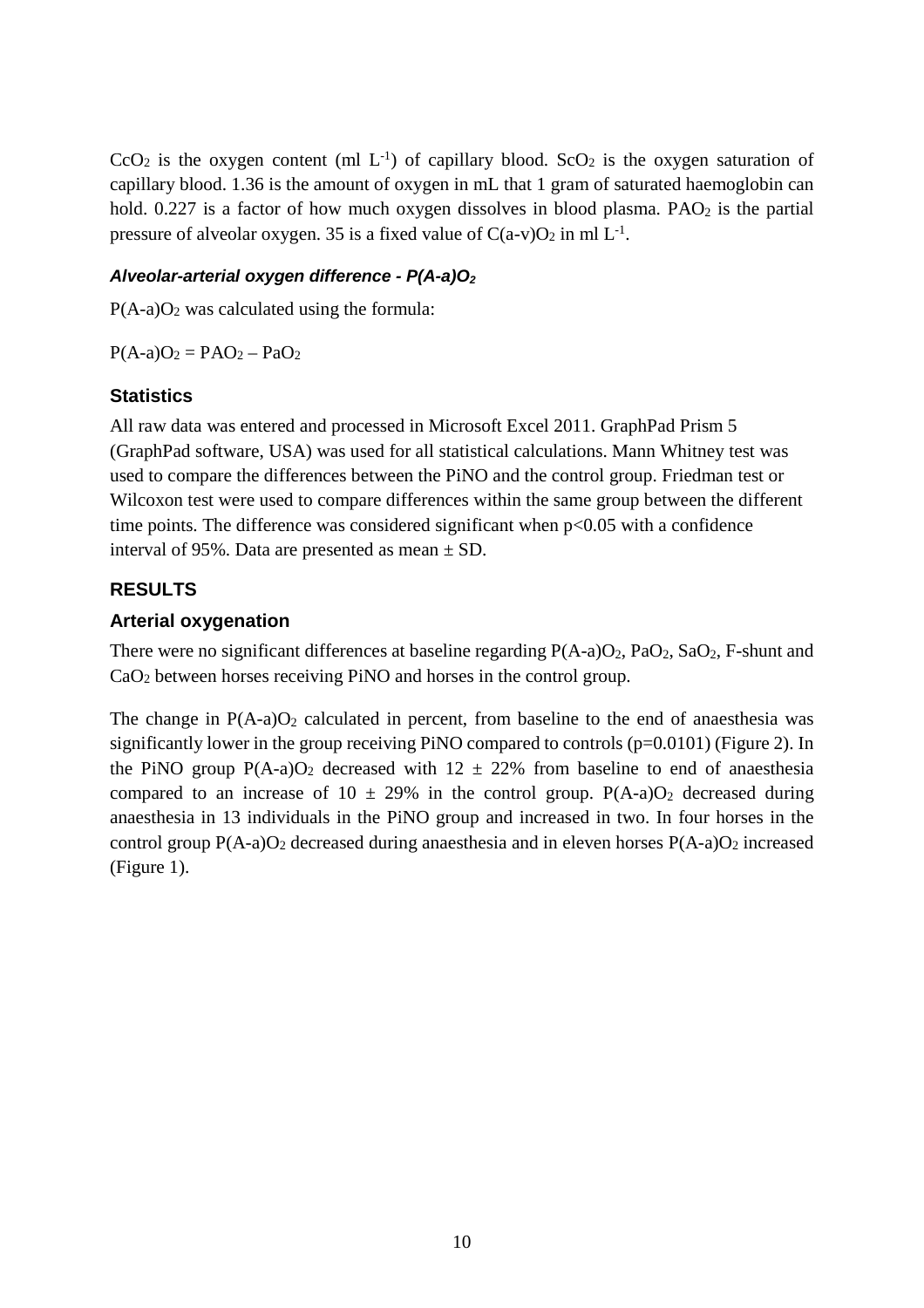$CcO_2$ is the oxygen content (ml $L^{-1}$) of capillary blood. $ScO_2$ is the oxygen saturation of capillary blood. 1.36 is the amount of oxygen in mL that 1 gram of saturated haemoglobin can hold. 0.227 is a factor of how much oxygen dissolves in blood plasma. $PAO_2$ is the partial pressure of alveolar oxygen. 35 is a fixed value of $C(a\text{-}v)O_2$ in ml $L^{-1}$.

#### *Alveolar-arterial oxygen difference - $P(A\text{-}a)O_2$*

$P(A\text{-}a)O_2$ was calculated using the formula:

$P(A\text{-}a)O_2 = PAO_2 - PaO_2$

### Statistics

All raw data was entered and processed in Microsoft Excel 2011. GraphPad Prism 5 (GraphPad software, USA) was used for all statistical calculations. Mann Whitney test was used to compare the differences between the PiNO and the control group. Friedman test or Wilcoxon test were used to compare differences within the same group between the different time points. The difference was considered significant when $p<0.05$ with a confidence interval of 95%. Data are presented as mean ± SD.

## RESULTS

### Arterial oxygenation

There were no significant differences at baseline regarding $P(A\text{-}a)O_2$, $PaO_2$, $SaO_2$, F-shunt and $CaO_2$ between horses receiving PiNO and horses in the control group.

The change in $P(A\text{-}a)O_2$ calculated in percent, from baseline to the end of anaesthesia was significantly lower in the group receiving PiNO compared to controls ($p=0.0101$) (Figure 2). In the PiNO group $P(A\text{-}a)O_2$ decreased with 12 ± 22% from baseline to end of anaesthesia compared to an increase of 10 ± 29% in the control group. $P(A\text{-}a)O_2$ decreased during anaesthesia in 13 individuals in the PiNO group and increased in two. In four horses in the control group $P(A\text{-}a)O_2$ decreased during anaesthesia and in eleven horses $P(A\text{-}a)O_2$ increased (Figure 1).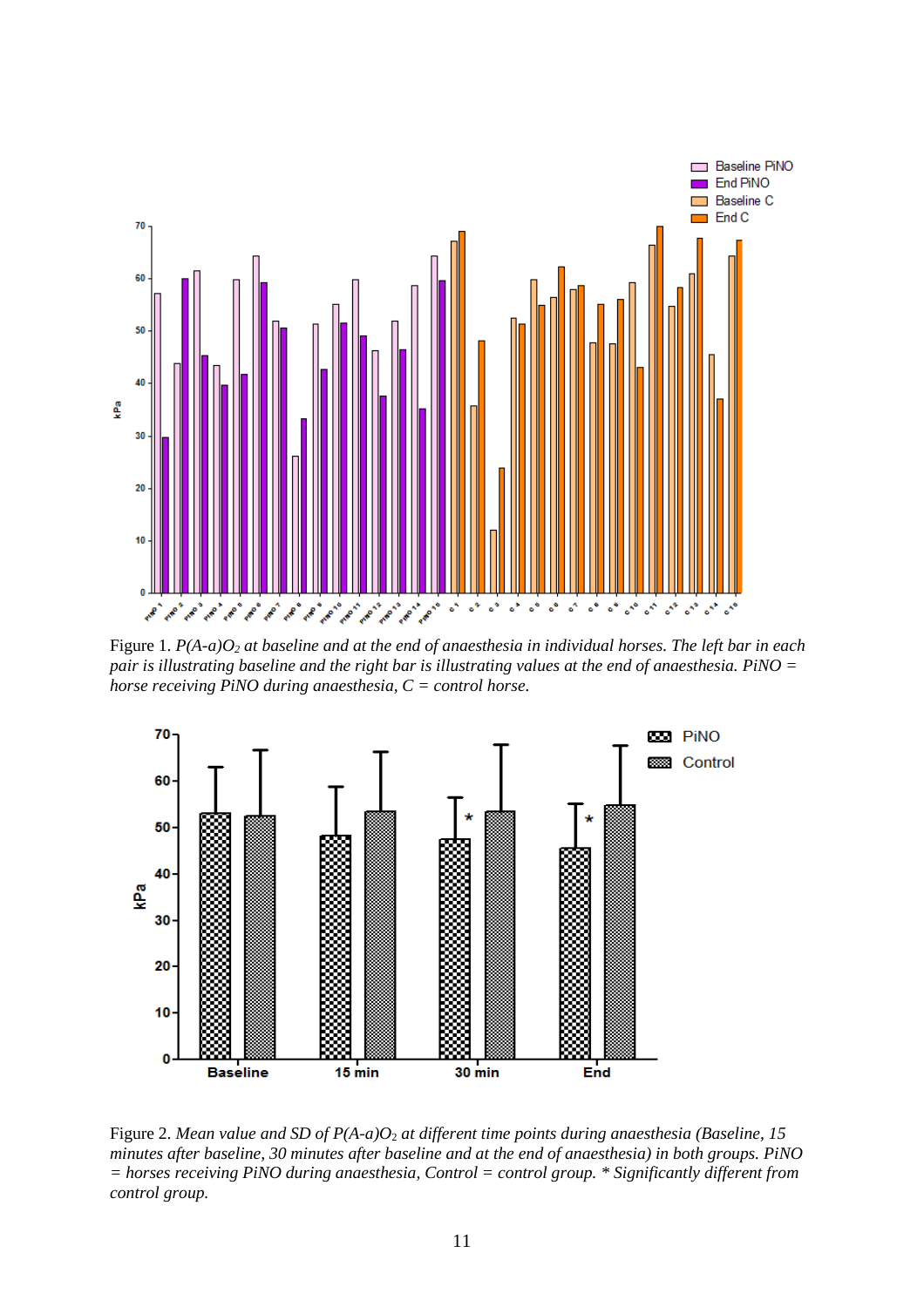Figure 1. *$P(A\text{-}a)O_2$ at baseline and at the end of anaesthesia in individual horses. The left bar in each pair is illustrating baseline and the right bar is illustrating values at the end of anaesthesia. PiNO = horse receiving PiNO during anaesthesia, C = control horse.*

Figure 2. *Mean value and SD of $P(A\text{-}a)O_2$ at different time points during anaesthesia (Baseline, 15 minutes after baseline, 30 minutes after baseline and at the end of anaesthesia) in both groups. PiNO = horses receiving PiNO during anaesthesia, Control = control group. * Significantly different from control group.*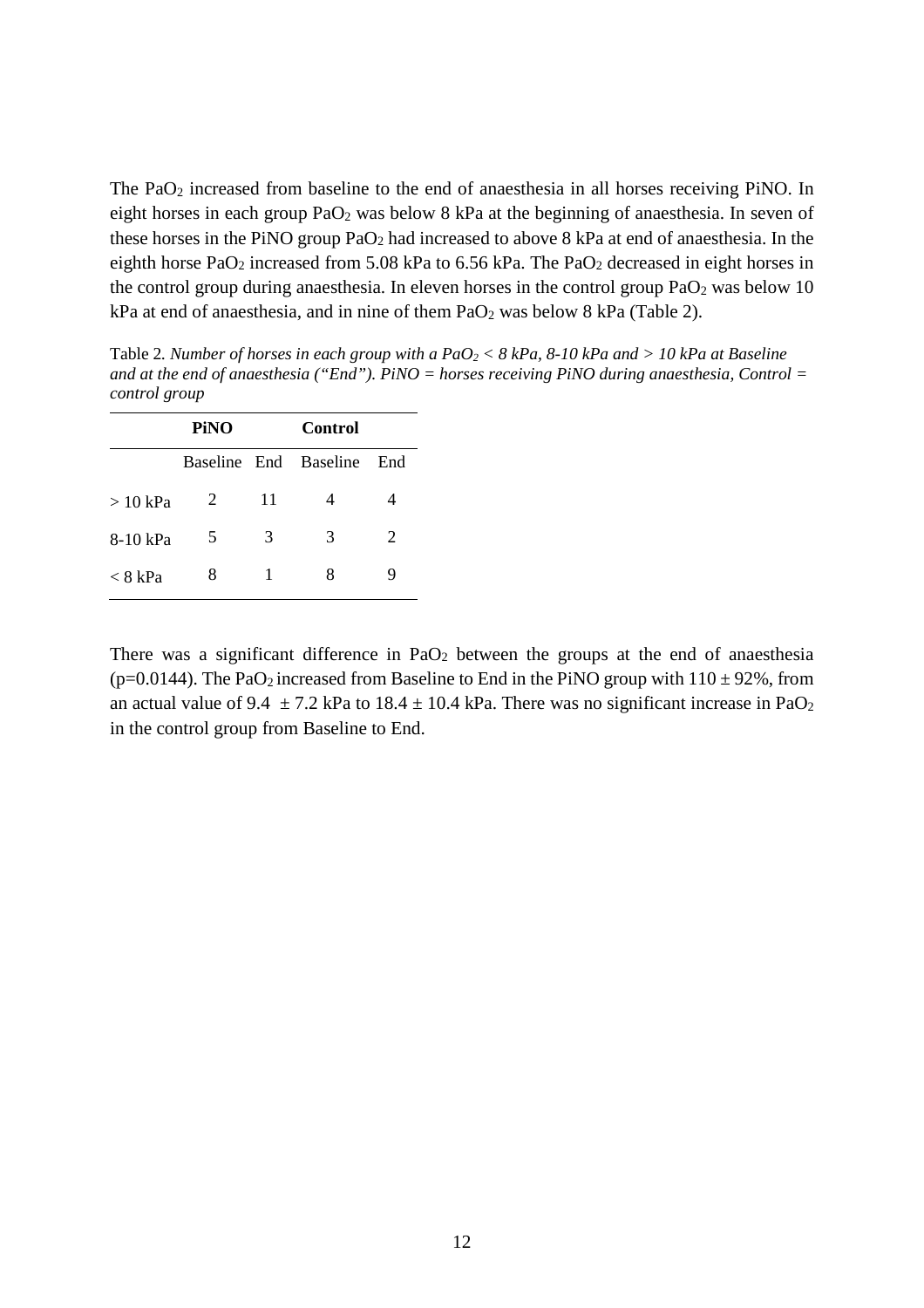The $PaO_2$ increased from baseline to the end of anaesthesia in all horses receiving PiNO. In eight horses in each group $PaO_2$ was below 8 kPa at the beginning of anaesthesia. In seven of these horses in the PiNO group $PaO_2$ had increased to above 8 kPa at end of anaesthesia. In the eighth horse $PaO_2$ increased from 5.08 kPa to 6.56 kPa. The $PaO_2$ decreased in eight horses in the control group during anaesthesia. In eleven horses in the control group $PaO_2$ was below 10 kPa at end of anaesthesia, and in nine of them $PaO_2$ was below 8 kPa (Table 2).

Table 2. *Number of horses in each group with a $PaO_2$ < 8 kPa, 8-10 kPa and > 10 kPa at Baseline and at the end of anaesthesia ("End"). PiNO = horses receiving PiNO during anaesthesia, Control = control group*

| | **PiNO** | | **Control** | |
|---|---|---|---|---|
| | Baseline | End | Baseline | End |
| > 10 kPa | 2 | 11 | 4 | 4 |
| 8-10 kPa | 5 | 3 | 3 | 2 |
| < 8 kPa | 8 | 1 | 8 | 9 |

There was a significant difference in $PaO_2$ between the groups at the end of anaesthesia ($p=0.0144$). The $PaO_2$ increased from Baseline to End in the PiNO group with $110 \pm 92\%$, from an actual value of $9.4 \pm 7.2$ kPa to $18.4 \pm 10.4$ kPa. There was no significant increase in $PaO_2$ in the control group from Baseline to End.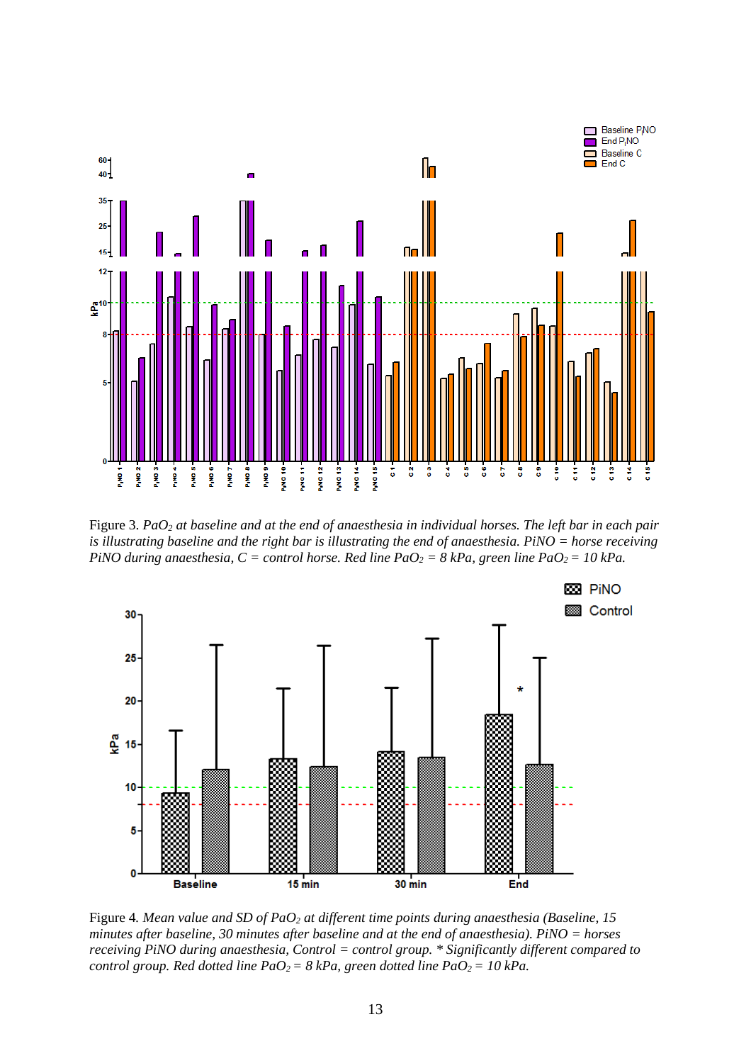Figure 3. *$PaO_2$ at baseline and at the end of anaesthesia in individual horses. The left bar in each pair is illustrating baseline and the right bar is illustrating the end of anaesthesia. PiNO = horse receiving PiNO during anaesthesia, C = control horse. Red line $PaO_2$ = 8 kPa, green line $PaO_2$ = 10 kPa.*

Figure 4. *Mean value and SD of $PaO_2$ at different time points during anaesthesia (Baseline, 15 minutes after baseline, 30 minutes after baseline and at the end of anaesthesia). PiNO = horses receiving PiNO during anaesthesia, Control = control group. * Significantly different compared to control group. Red dotted line $PaO_2$ = 8 kPa, green dotted line $PaO_2$ = 10 kPa.*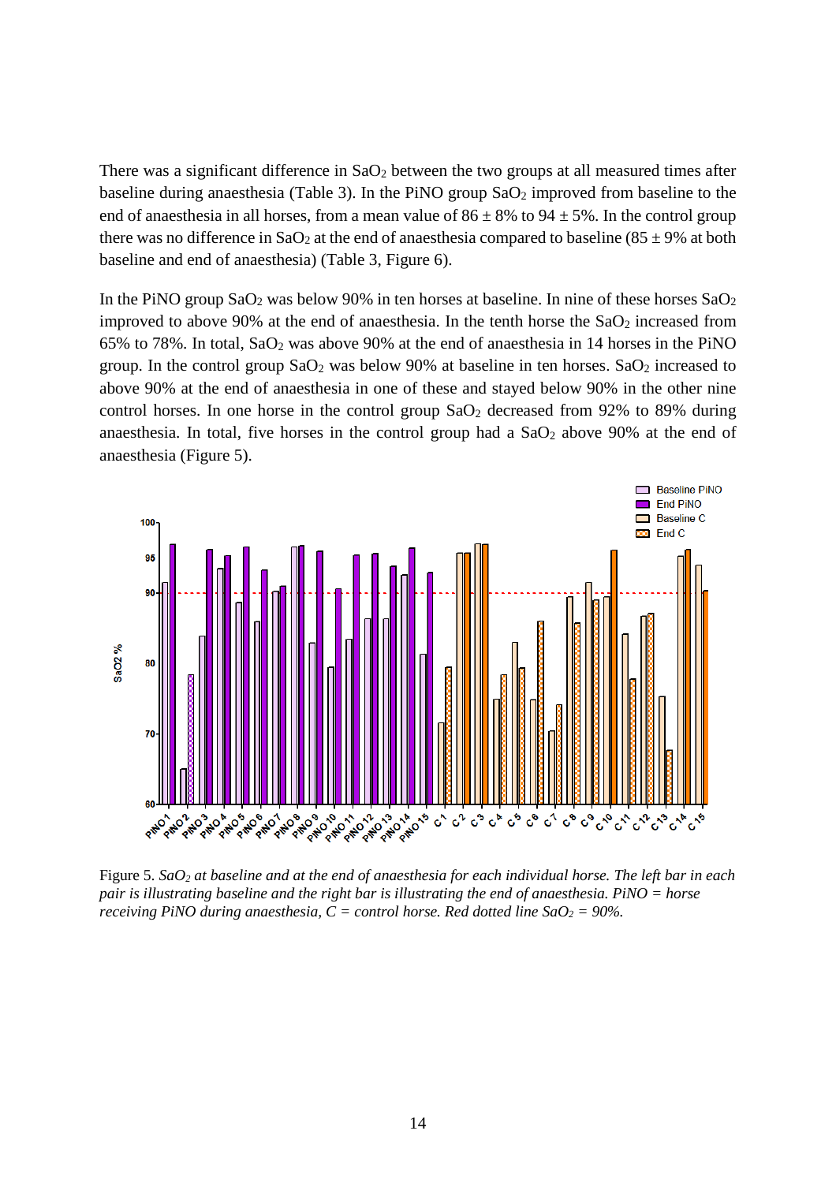There was a significant difference in $SaO_2$ between the two groups at all measured times after baseline during anaesthesia (Table 3). In the PiNO group $SaO_2$ improved from baseline to the end of anaesthesia in all horses, from a mean value of $86 \pm 8\%$ to $94 \pm 5\%$. In the control group there was no difference in $SaO_2$ at the end of anaesthesia compared to baseline ($85 \pm 9\%$ at both baseline and end of anaesthesia) (Table 3, Figure 6).

In the PiNO group $SaO_2$ was below 90% in ten horses at baseline. In nine of these horses $SaO_2$ improved to above 90% at the end of anaesthesia. In the tenth horse the $SaO_2$ increased from 65% to 78%. In total, $SaO_2$ was above 90% at the end of anaesthesia in 14 horses in the PiNO group. In the control group $SaO_2$ was below 90% at baseline in ten horses. $SaO_2$ increased to above 90% at the end of anaesthesia in one of these and stayed below 90% in the other nine control horses. In one horse in the control group $SaO_2$ decreased from 92% to 89% during anaesthesia. In total, five horses in the control group had a $SaO_2$ above 90% at the end of anaesthesia (Figure 5).

Figure 5. *$SaO_2$ at baseline and at the end of anaesthesia for each individual horse. The left bar in each pair is illustrating baseline and the right bar is illustrating the end of anaesthesia. PiNO = horse receiving PiNO during anaesthesia, C = control horse. Red dotted line $SaO_2$ = 90%.*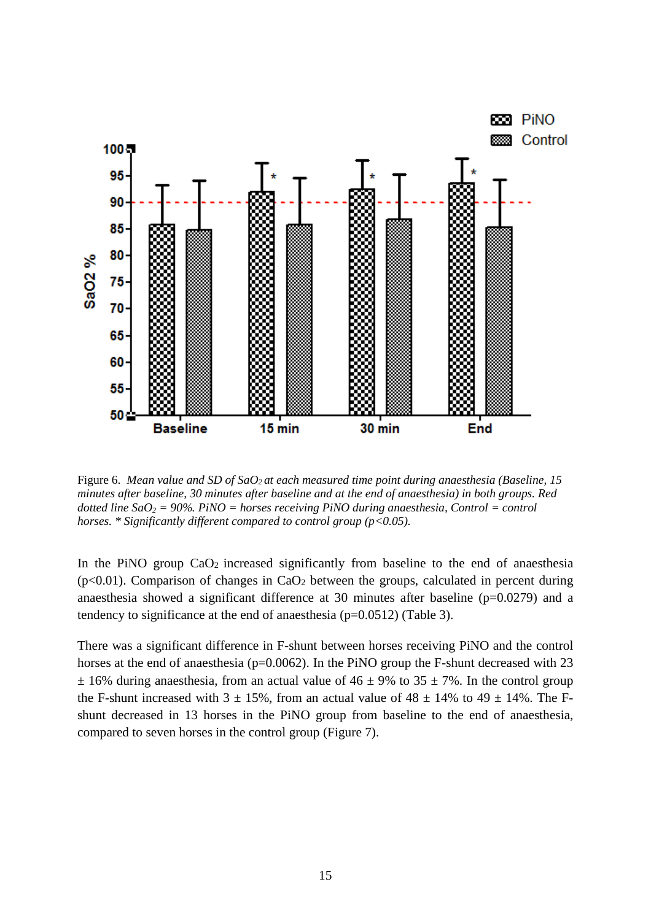Figure 6. *Mean value and SD of $SaO_2$ at each measured time point during anaesthesia (Baseline, 15 minutes after baseline, 30 minutes after baseline and at the end of anaesthesia) in both groups. Red dotted line $SaO_2$ = 90%. PiNO = horses receiving PiNO during anaesthesia, Control = control horses. * Significantly different compared to control group ($p<0.05$).*

In the PiNO group $CaO_2$ increased significantly from baseline to the end of anaesthesia ($p<0.01$). Comparison of changes in $CaO_2$ between the groups, calculated in percent during anaesthesia showed a significant difference at 30 minutes after baseline ($p=0.0279$) and a tendency to significance at the end of anaesthesia ($p=0.0512$) (Table 3).

There was a significant difference in F-shunt between horses receiving PiNO and the control horses at the end of anaesthesia ($p=0.0062$). In the PiNO group the F-shunt decreased with 23 ± 16% during anaesthesia, from an actual value of 46 ± 9% to 35 ± 7%. In the control group the F-shunt increased with 3 ± 15%, from an actual value of 48 ± 14% to 49 ± 14%. The F-shunt decreased in 13 horses in the PiNO group from baseline to the end of anaesthesia, compared to seven horses in the control group (Figure 7).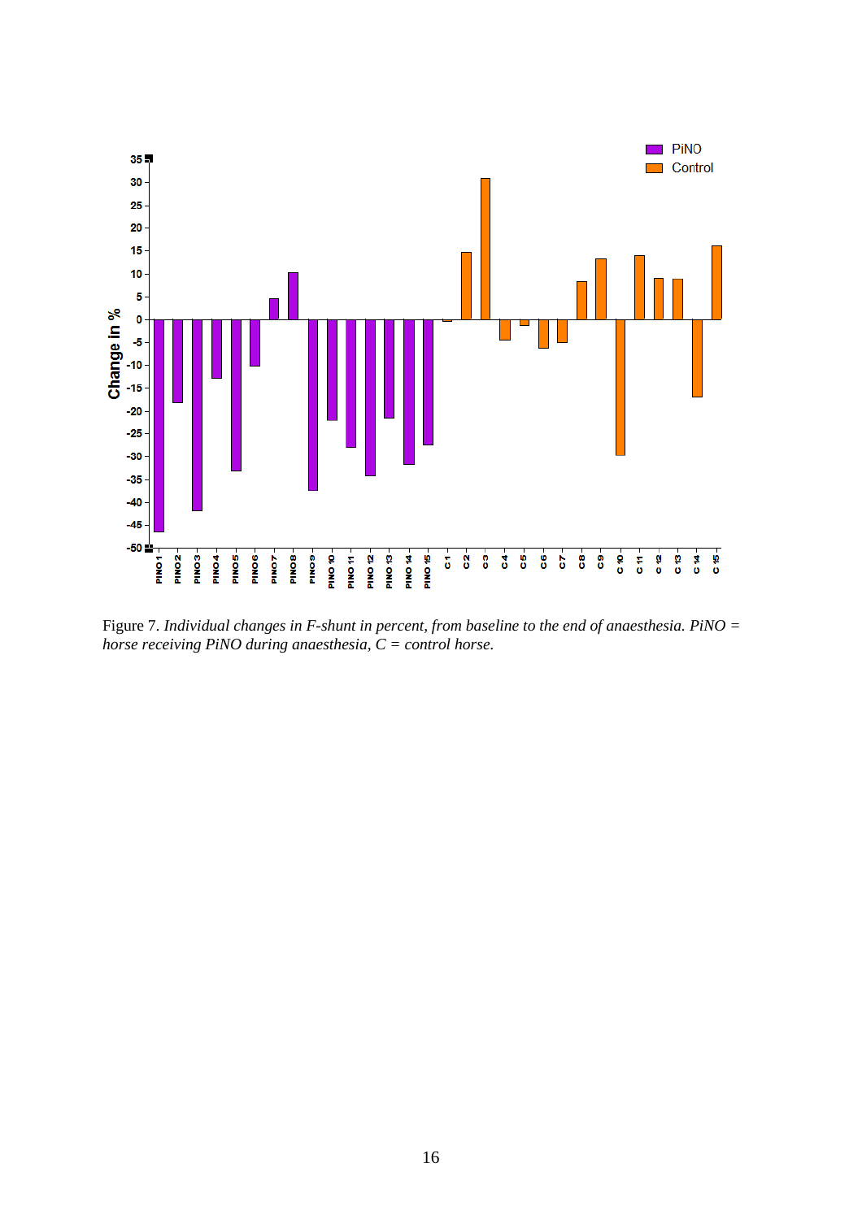Figure 7. *Individual changes in F-shunt in percent, from baseline to the end of anaesthesia. PiNO = horse receiving PiNO during anaesthesia, C = control horse.*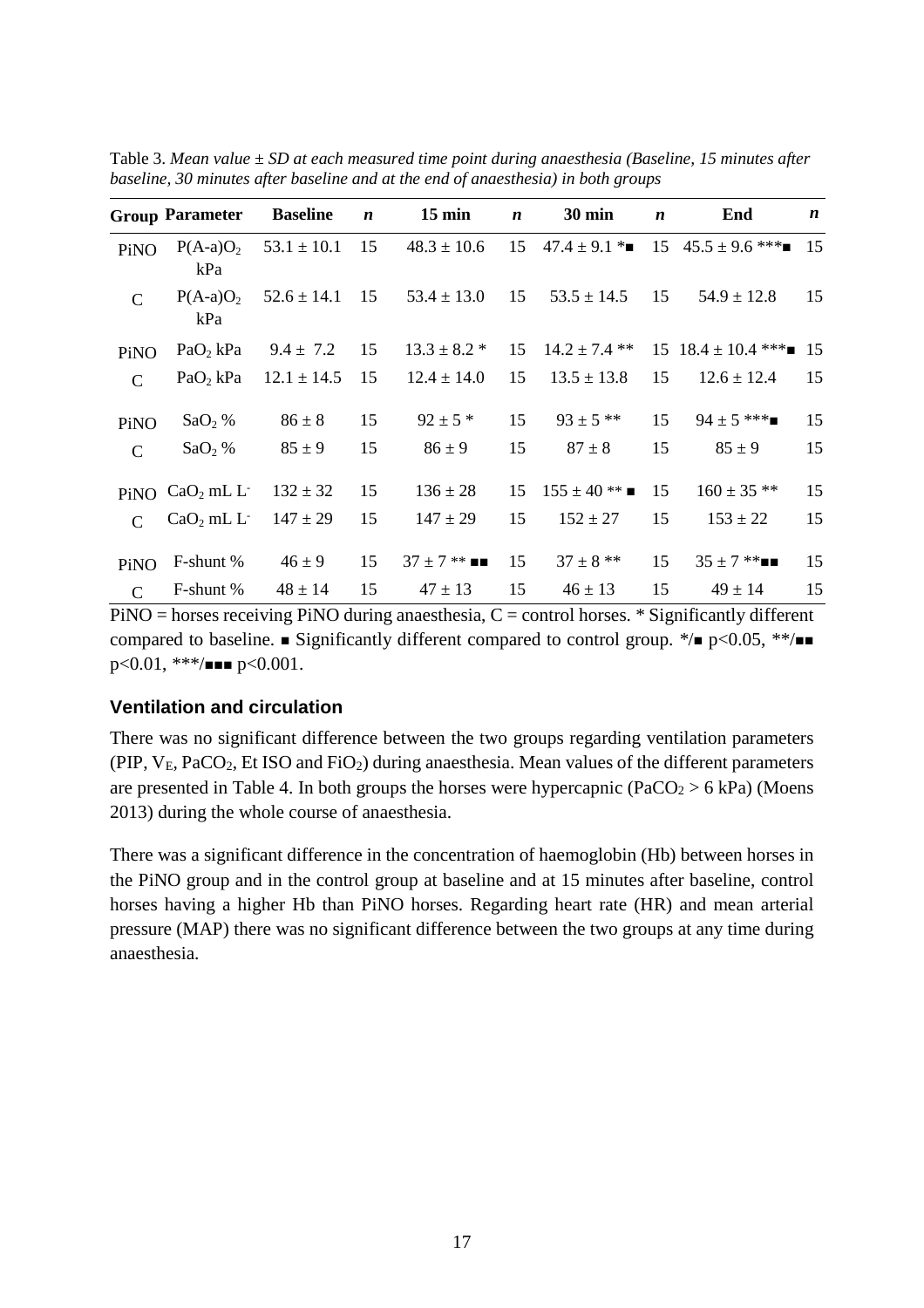Table 3. *Mean value ± SD at each measured time point during anaesthesia (Baseline, 15 minutes after baseline, 30 minutes after baseline and at the end of anaesthesia) in both groups*

| Group | Parameter | Baseline | *n* | 15 min | *n* | 30 min | *n* | End | *n* |
|---|---|---|---|---|---|---|---|---|---|
| PiNO | $P(A\text{-}a)O_2$ kPa | 53.1 ± 10.1 | 15 | 48.3 ± 10.6 | 15 | 47.4 ± 9.1 *■ | 15 | 45.5 ± 9.6 ***■ | 15 |
| C | $P(A\text{-}a)O_2$ kPa | 52.6 ± 14.1 | 15 | 53.4 ± 13.0 | 15 | 53.5 ± 14.5 | 15 | 54.9 ± 12.8 | 15 |
| PiNO | $PaO_2$ kPa | 9.4 ± 7.2 | 15 | 13.3 ± 8.2 * | 15 | 14.2 ± 7.4 ** | 15 | 18.4 ± 10.4 ***■ | 15 |
| C | $PaO_2$ kPa | 12.1 ± 14.5 | 15 | 12.4 ± 14.0 | 15 | 13.5 ± 13.8 | 15 | 12.6 ± 12.4 | 15 |
| PiNO | $SaO_2$ % | 86 ± 8 | 15 | 92 ± 5 * | 15 | 93 ± 5 ** | 15 | 94 ± 5 ***■ | 15 |
| C | $SaO_2$ % | 85 ± 9 | 15 | 86 ± 9 | 15 | 87 ± 8 | 15 | 85 ± 9 | 15 |
| PiNO | $CaO_2$ mL $L^-$ | 132 ± 32 | 15 | 136 ± 28 | 15 | 155 ± 40 ** ■ | 15 | 160 ± 35 ** | 15 |
| C | $CaO_2$ mL $L^-$ | 147 ± 29 | 15 | 147 ± 29 | 15 | 152 ± 27 | 15 | 153 ± 22 | 15 |
| PiNO | F-shunt % | 46 ± 9 | 15 | 37 ± 7 ** ■■ | 15 | 37 ± 8 ** | 15 | 35 ± 7 **■■ | 15 |
| C | F-shunt % | 48 ± 14 | 15 | 47 ± 13 | 15 | 46 ± 13 | 15 | 49 ± 14 | 15 |

PiNO = horses receiving PiNO during anaesthesia, C = control horses. * Significantly different compared to baseline. ■ Significantly different compared to control group. */■ $p<0.05$, **/■■ $p<0.01$, ***/■■■ $p<0.001$.

### Ventilation and circulation

There was no significant difference between the two groups regarding ventilation parameters (PIP, $V_E$, $PaCO_2$, Et ISO and $FiO_2$) during anaesthesia. Mean values of the different parameters are presented in Table 4. In both groups the horses were hypercapnic ($PaCO_2 > 6$ kPa) (Moens 2013) during the whole course of anaesthesia.

There was a significant difference in the concentration of haemoglobin (Hb) between horses in the PiNO group and in the control group at baseline and at 15 minutes after baseline, control horses having a higher Hb than PiNO horses. Regarding heart rate (HR) and mean arterial pressure (MAP) there was no significant difference between the two groups at any time during anaesthesia.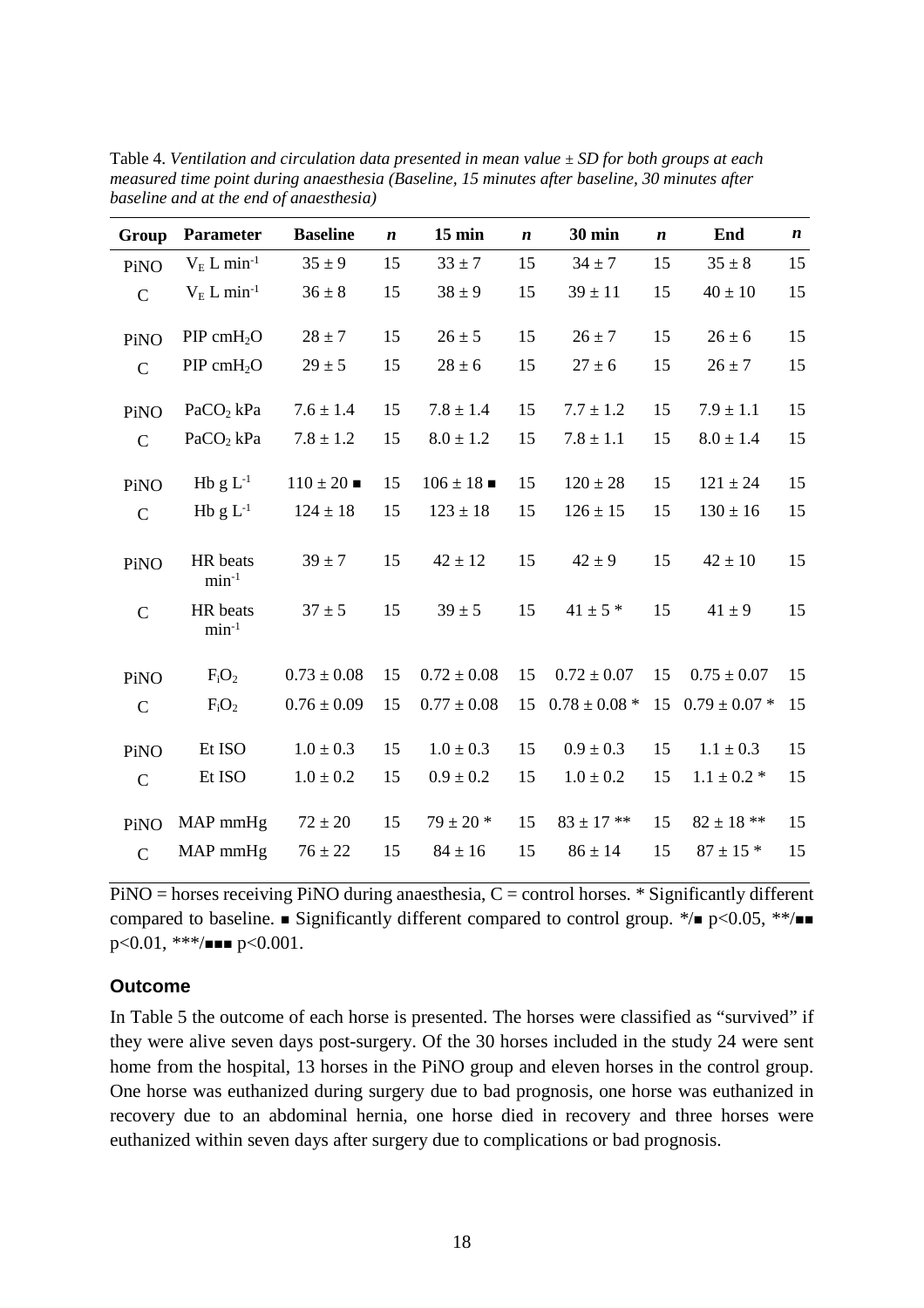Table 4. *Ventilation and circulation data presented in mean value ± SD for both groups at each measured time point during anaesthesia (Baseline, 15 minutes after baseline, 30 minutes after baseline and at the end of anaesthesia)*

| Group | Parameter | Baseline | *n* | 15 min | *n* | 30 min | *n* | End | *n* |
|---|---|---|---|---|---|---|---|---|---|
| PiNO | $V_E$ L $min^{-1}$ | 35 ± 9 | 15 | 33 ± 7 | 15 | 34 ± 7 | 15 | 35 ± 8 | 15 |
| C | $V_E$ L $min^{-1}$ | 36 ± 8 | 15 | 38 ± 9 | 15 | 39 ± 11 | 15 | 40 ± 10 | 15 |
| PiNO | PIP $cmH_2O$ | 28 ± 7 | 15 | 26 ± 5 | 15 | 26 ± 7 | 15 | 26 ± 6 | 15 |
| C | PIP $cmH_2O$ | 29 ± 5 | 15 | 28 ± 6 | 15 | 27 ± 6 | 15 | 26 ± 7 | 15 |
| PiNO | $PaCO_2$ kPa | 7.6 ± 1.4 | 15 | 7.8 ± 1.4 | 15 | 7.7 ± 1.2 | 15 | 7.9 ± 1.1 | 15 |
| C | $PaCO_2$ kPa | 7.8 ± 1.2 | 15 | 8.0 ± 1.2 | 15 | 7.8 ± 1.1 | 15 | 8.0 ± 1.4 | 15 |
| PiNO | Hb g $L^{-1}$ | 110 ± 20 ■ | 15 | 106 ± 18 ■ | 15 | 120 ± 28 | 15 | 121 ± 24 | 15 |
| C | Hb g $L^{-1}$ | 124 ± 18 | 15 | 123 ± 18 | 15 | 126 ± 15 | 15 | 130 ± 16 | 15 |
| PiNO | HR beats $min^{-1}$ | 39 ± 7 | 15 | 42 ± 12 | 15 | 42 ± 9 | 15 | 42 ± 10 | 15 |
| C | HR beats $min^{-1}$ | 37 ± 5 | 15 | 39 ± 5 | 15 | 41 ± 5 * | 15 | 41 ± 9 | 15 |
| PiNO | $F_iO_2$ | 0.73 ± 0.08 | 15 | 0.72 ± 0.08 | 15 | 0.72 ± 0.07 | 15 | 0.75 ± 0.07 | 15 |
| C | $F_iO_2$ | 0.76 ± 0.09 | 15 | 0.77 ± 0.08 | 15 | 0.78 ± 0.08 * | 15 | 0.79 ± 0.07 * | 15 |
| PiNO | Et ISO | 1.0 ± 0.3 | 15 | 1.0 ± 0.3 | 15 | 0.9 ± 0.3 | 15 | 1.1 ± 0.3 | 15 |
| C | Et ISO | 1.0 ± 0.2 | 15 | 0.9 ± 0.2 | 15 | 1.0 ± 0.2 | 15 | 1.1 ± 0.2 * | 15 |
| PiNO | MAP mmHg | 72 ± 20 | 15 | 79 ± 20 * | 15 | 83 ± 17 ** | 15 | 82 ± 18 ** | 15 |
| C | MAP mmHg | 76 ± 22 | 15 | 84 ± 16 | 15 | 86 ± 14 | 15 | 87 ± 15 * | 15 |

PiNO = horses receiving PiNO during anaesthesia, C = control horses. * Significantly different compared to baseline. ■ Significantly different compared to control group. */■ $p<0.05$, **/■■ $p<0.01$, ***/■■■ $p<0.001$.

## Outcome

In Table 5 the outcome of each horse is presented. The horses were classified as "survived" if they were alive seven days post-surgery. Of the 30 horses included in the study 24 were sent home from the hospital, 13 horses in the PiNO group and eleven horses in the control group. One horse was euthanized during surgery due to bad prognosis, one horse was euthanized in recovery due to an abdominal hernia, one horse died in recovery and three horses were euthanized within seven days after surgery due to complications or bad prognosis.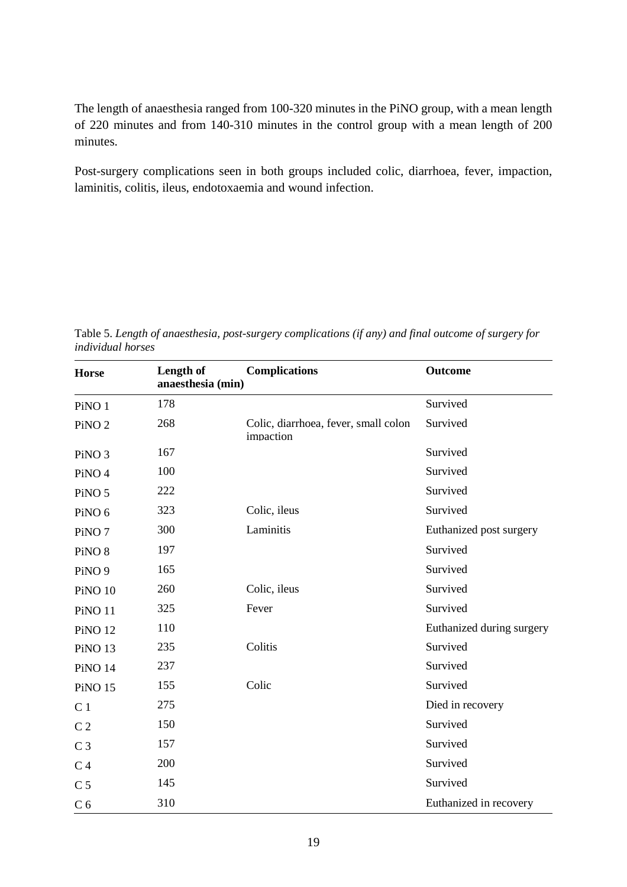The length of anaesthesia ranged from 100-320 minutes in the PiNO group, with a mean length of 220 minutes and from 140-310 minutes in the control group with a mean length of 200 minutes.

Post-surgery complications seen in both groups included colic, diarrhoea, fever, impaction, laminitis, colitis, ileus, endotoxaemia and wound infection.

Table 5. *Length of anaesthesia, post-surgery complications (if any) and final outcome of surgery for individual horses*

| **Horse** | **Length of anaesthesia (min)** | **Complications** | **Outcome** |
|---|---|---|---|
| PiNO 1 | 178 | | Survived |
| PiNO 2 | 268 | Colic, diarrhoea, fever, small colon impaction | Survived |
| PiNO 3 | 167 | | Survived |
| PiNO 4 | 100 | | Survived |
| PiNO 5 | 222 | | Survived |
| PiNO 6 | 323 | Colic, ileus | Survived |
| PiNO 7 | 300 | Laminitis | Euthanized post surgery |
| PiNO 8 | 197 | | Survived |
| PiNO 9 | 165 | | Survived |
| PiNO 10 | 260 | Colic, ileus | Survived |
| PiNO 11 | 325 | Fever | Survived |
| PiNO 12 | 110 | | Euthanized during surgery |
| PiNO 13 | 235 | Colitis | Survived |
| PiNO 14 | 237 | | Survived |
| PiNO 15 | 155 | Colic | Survived |
| C 1 | 275 | | Died in recovery |
| C 2 | 150 | | Survived |
| C 3 | 157 | | Survived |
| C 4 | 200 | | Survived |
| C 5 | 145 | | Survived |
| C 6 | 310 | | Euthanized in recovery |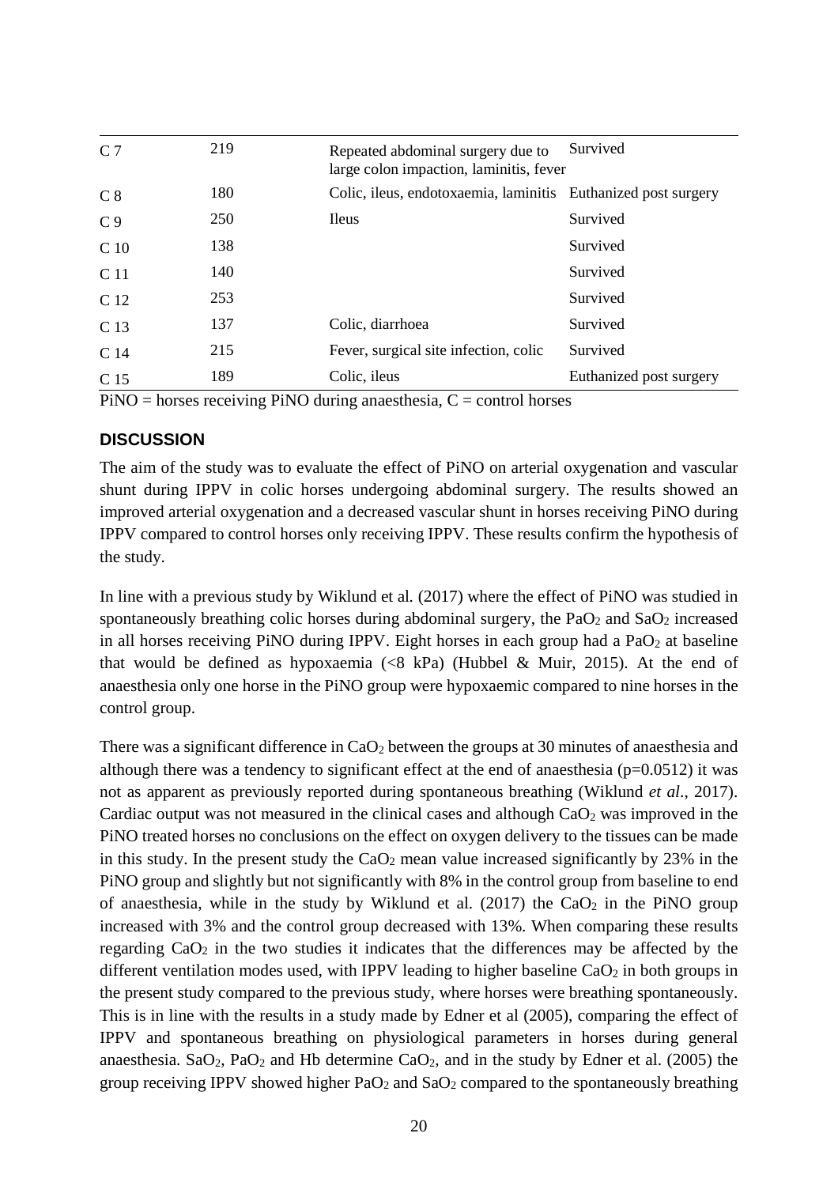| | | | |
|---|---|---|---|
| C 7 | 219 | Repeated abdominal surgery due to large colon impaction, laminitis, fever | Survived |
| C 8 | 180 | Colic, ileus, endotoxaemia, laminitis | Euthanized post surgery |
| C 9 | 250 | Ileus | Survived |
| C 10 | 138 | | Survived |
| C 11 | 140 | | Survived |
| C 12 | 253 | | Survived |
| C 13 | 137 | Colic, diarrhoea | Survived |
| C 14 | 215 | Fever, surgical site infection, colic | Survived |
| C 15 | 189 | Colic, ileus | Euthanized post surgery |

PiNO = horses receiving PiNO during anaesthesia, C = control horses

## DISCUSSION

The aim of the study was to evaluate the effect of PiNO on arterial oxygenation and vascular shunt during IPPV in colic horses undergoing abdominal surgery. The results showed an improved arterial oxygenation and a decreased vascular shunt in horses receiving PiNO during IPPV compared to control horses only receiving IPPV. These results confirm the hypothesis of the study.

In line with a previous study by Wiklund et al. (2017) where the effect of PiNO was studied in spontaneously breathing colic horses during abdominal surgery, the $PaO_2$ and $SaO_2$ increased in all horses receiving PiNO during IPPV. Eight horses in each group had a $PaO_2$ at baseline that would be defined as hypoxaemia (<8 kPa) (Hubbel & Muir, 2015). At the end of anaesthesia only one horse in the PiNO group were hypoxaemic compared to nine horses in the control group.

There was a significant difference in $CaO_2$ between the groups at 30 minutes of anaesthesia and although there was a tendency to significant effect at the end of anaesthesia (p=0.0512) it was not as apparent as previously reported during spontaneous breathing (Wiklund *et al*., 2017). Cardiac output was not measured in the clinical cases and although $CaO_2$ was improved in the PiNO treated horses no conclusions on the effect on oxygen delivery to the tissues can be made in this study. In the present study the $CaO_2$ mean value increased significantly by 23% in the PiNO group and slightly but not significantly with 8% in the control group from baseline to end of anaesthesia, while in the study by Wiklund et al. (2017) the $CaO_2$ in the PiNO group increased with 3% and the control group decreased with 13%. When comparing these results regarding $CaO_2$ in the two studies it indicates that the differences may be affected by the different ventilation modes used, with IPPV leading to higher baseline $CaO_2$ in both groups in the present study compared to the previous study, where horses were breathing spontaneously. This is in line with the results in a study made by Edner et al (2005), comparing the effect of IPPV and spontaneous breathing on physiological parameters in horses during general anaesthesia. $SaO_2$, $PaO_2$ and Hb determine $CaO_2$, and in the study by Edner et al. (2005) the group receiving IPPV showed higher $PaO_2$ and $SaO_2$ compared to the spontaneously breathing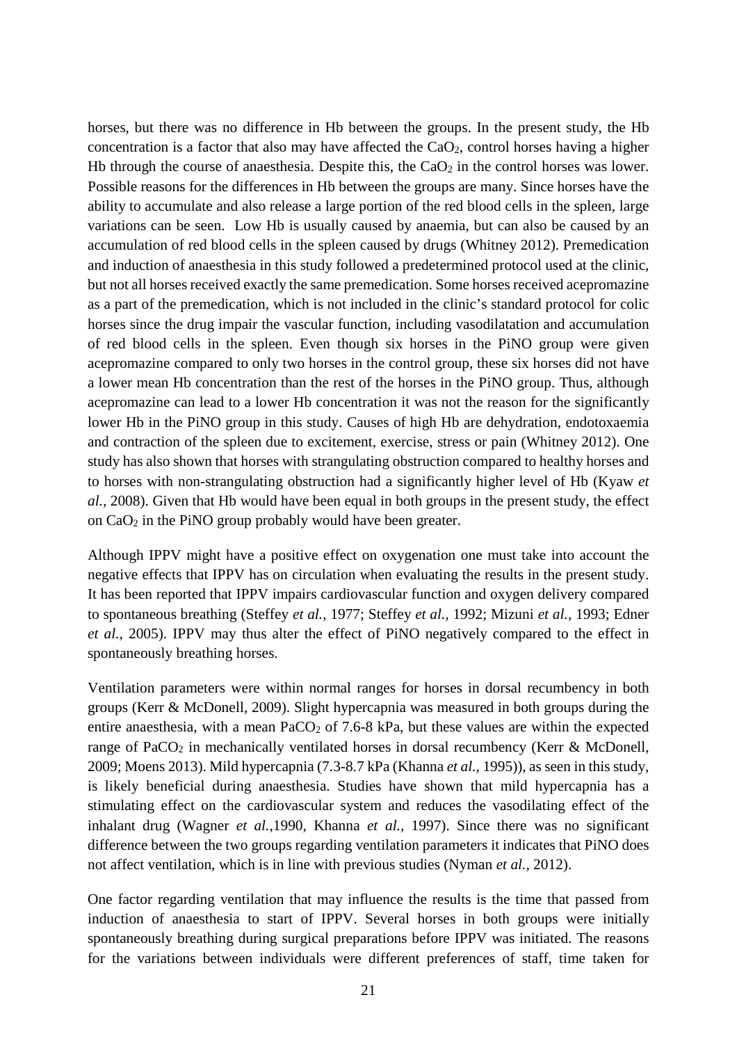horses, but there was no difference in Hb between the groups. In the present study, the Hb concentration is a factor that also may have affected the $CaO_2$, control horses having a higher Hb through the course of anaesthesia. Despite this, the $CaO_2$ in the control horses was lower. Possible reasons for the differences in Hb between the groups are many. Since horses have the ability to accumulate and also release a large portion of the red blood cells in the spleen, large variations can be seen. Low Hb is usually caused by anaemia, but can also be caused by an accumulation of red blood cells in the spleen caused by drugs (Whitney 2012). Premedication and induction of anaesthesia in this study followed a predetermined protocol used at the clinic, but not all horses received exactly the same premedication. Some horses received acepromazine as a part of the premedication, which is not included in the clinic's standard protocol for colic horses since the drug impair the vascular function, including vasodilatation and accumulation of red blood cells in the spleen. Even though six horses in the PiNO group were given acepromazine compared to only two horses in the control group, these six horses did not have a lower mean Hb concentration than the rest of the horses in the PiNO group. Thus, although acepromazine can lead to a lower Hb concentration it was not the reason for the significantly lower Hb in the PiNO group in this study. Causes of high Hb are dehydration, endotoxaemia and contraction of the spleen due to excitement, exercise, stress or pain (Whitney 2012). One study has also shown that horses with strangulating obstruction compared to healthy horses and to horses with non-strangulating obstruction had a significantly higher level of Hb (Kyaw *et al.,* 2008). Given that Hb would have been equal in both groups in the present study, the effect on $CaO_2$ in the PiNO group probably would have been greater.

Although IPPV might have a positive effect on oxygenation one must take into account the negative effects that IPPV has on circulation when evaluating the results in the present study. It has been reported that IPPV impairs cardiovascular function and oxygen delivery compared to spontaneous breathing (Steffey *et al.,* 1977; Steffey *et al.,* 1992; Mizuni *et al.,* 1993; Edner *et al.,* 2005). IPPV may thus alter the effect of PiNO negatively compared to the effect in spontaneously breathing horses.

Ventilation parameters were within normal ranges for horses in dorsal recumbency in both groups (Kerr & McDonell, 2009). Slight hypercapnia was measured in both groups during the entire anaesthesia, with a mean $PaCO_2$ of 7.6-8 kPa, but these values are within the expected range of $PaCO_2$ in mechanically ventilated horses in dorsal recumbency (Kerr & McDonell, 2009; Moens 2013). Mild hypercapnia (7.3-8.7 kPa (Khanna *et al.,* 1995)), as seen in this study, is likely beneficial during anaesthesia. Studies have shown that mild hypercapnia has a stimulating effect on the cardiovascular system and reduces the vasodilating effect of the inhalant drug (Wagner *et al.,*1990, Khanna *et al.,* 1997). Since there was no significant difference between the two groups regarding ventilation parameters it indicates that PiNO does not affect ventilation, which is in line with previous studies (Nyman *et al.,* 2012).

One factor regarding ventilation that may influence the results is the time that passed from induction of anaesthesia to start of IPPV. Several horses in both groups were initially spontaneously breathing during surgical preparations before IPPV was initiated. The reasons for the variations between individuals were different preferences of staff, time taken for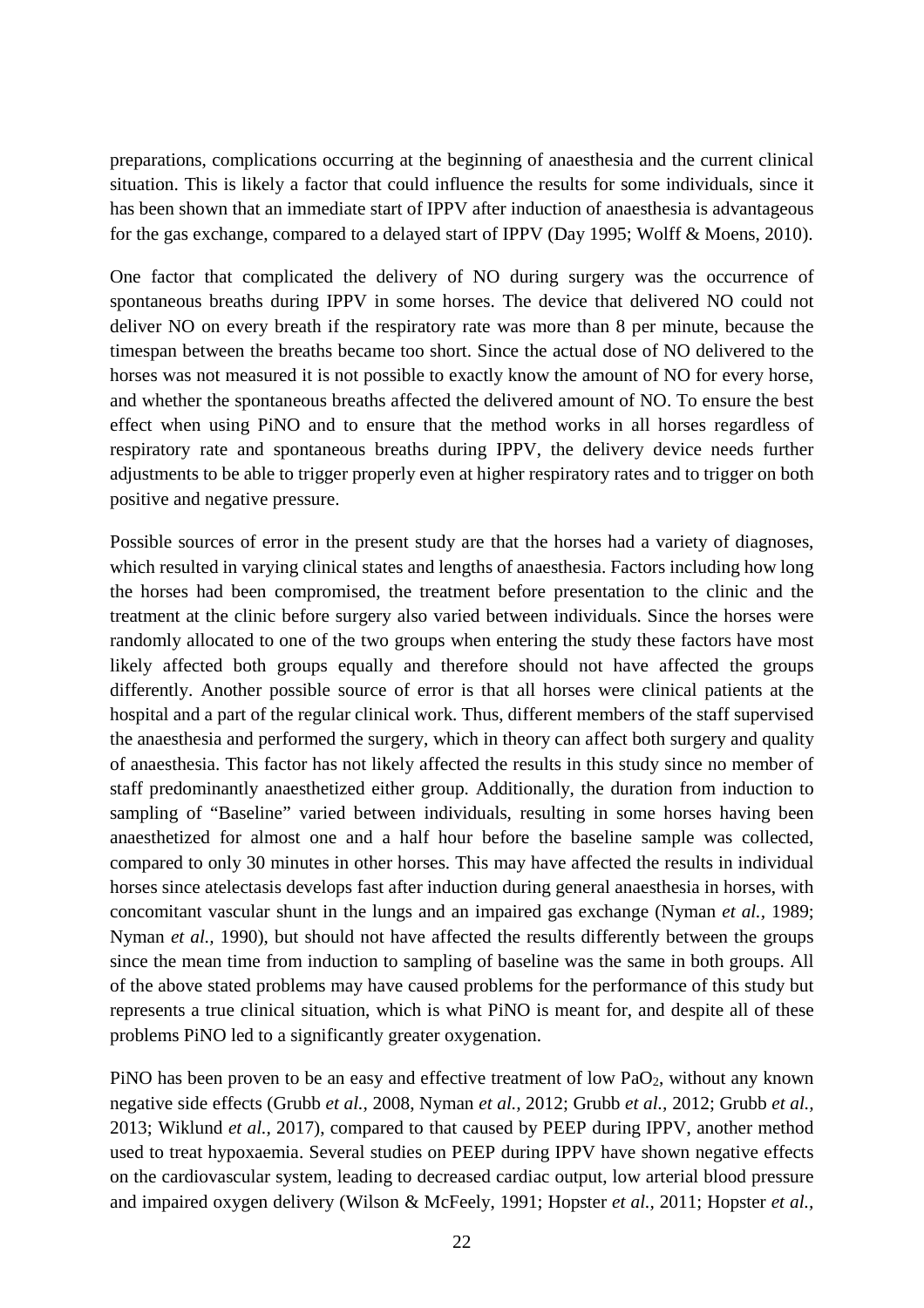preparations, complications occurring at the beginning of anaesthesia and the current clinical situation. This is likely a factor that could influence the results for some individuals, since it has been shown that an immediate start of IPPV after induction of anaesthesia is advantageous for the gas exchange, compared to a delayed start of IPPV (Day 1995; Wolff & Moens, 2010).

One factor that complicated the delivery of NO during surgery was the occurrence of spontaneous breaths during IPPV in some horses. The device that delivered NO could not deliver NO on every breath if the respiratory rate was more than 8 per minute, because the timespan between the breaths became too short. Since the actual dose of NO delivered to the horses was not measured it is not possible to exactly know the amount of NO for every horse, and whether the spontaneous breaths affected the delivered amount of NO. To ensure the best effect when using PiNO and to ensure that the method works in all horses regardless of respiratory rate and spontaneous breaths during IPPV, the delivery device needs further adjustments to be able to trigger properly even at higher respiratory rates and to trigger on both positive and negative pressure.

Possible sources of error in the present study are that the horses had a variety of diagnoses, which resulted in varying clinical states and lengths of anaesthesia. Factors including how long the horses had been compromised, the treatment before presentation to the clinic and the treatment at the clinic before surgery also varied between individuals. Since the horses were randomly allocated to one of the two groups when entering the study these factors have most likely affected both groups equally and therefore should not have affected the groups differently. Another possible source of error is that all horses were clinical patients at the hospital and a part of the regular clinical work. Thus, different members of the staff supervised the anaesthesia and performed the surgery, which in theory can affect both surgery and quality of anaesthesia. This factor has not likely affected the results in this study since no member of staff predominantly anaesthetized either group. Additionally, the duration from induction to sampling of "Baseline" varied between individuals, resulting in some horses having been anaesthetized for almost one and a half hour before the baseline sample was collected, compared to only 30 minutes in other horses. This may have affected the results in individual horses since atelectasis develops fast after induction during general anaesthesia in horses, with concomitant vascular shunt in the lungs and an impaired gas exchange (Nyman *et al.*, 1989; Nyman *et al.*, 1990), but should not have affected the results differently between the groups since the mean time from induction to sampling of baseline was the same in both groups. All of the above stated problems may have caused problems for the performance of this study but represents a true clinical situation, which is what PiNO is meant for, and despite all of these problems PiNO led to a significantly greater oxygenation.

PiNO has been proven to be an easy and effective treatment of low $PaO_2$, without any known negative side effects (Grubb *et al.*, 2008, Nyman *et al.*, 2012; Grubb *et al.*, 2012; Grubb *et al.*, 2013; Wiklund *et al.*, 2017), compared to that caused by PEEP during IPPV, another method used to treat hypoxaemia. Several studies on PEEP during IPPV have shown negative effects on the cardiovascular system, leading to decreased cardiac output, low arterial blood pressure and impaired oxygen delivery (Wilson & McFeely, 1991; Hopster *et al.*, 2011; Hopster *et al.*,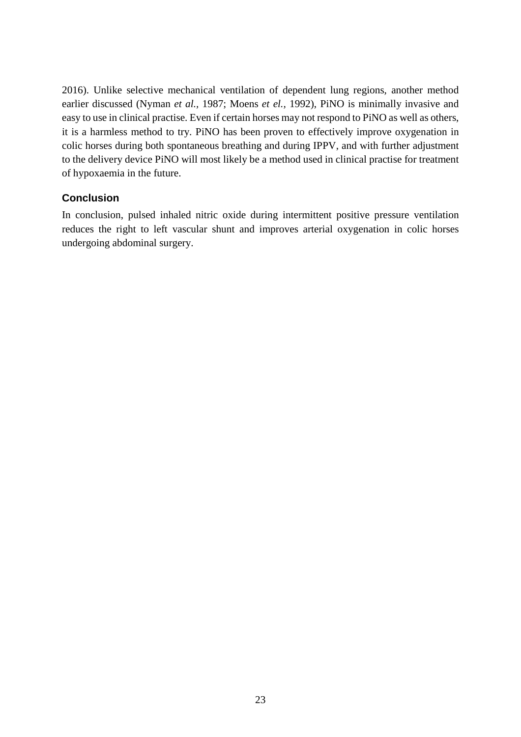2016). Unlike selective mechanical ventilation of dependent lung regions, another method earlier discussed (Nyman *et al.*, 1987; Moens *et el.*, 1992), PiNO is minimally invasive and easy to use in clinical practise. Even if certain horses may not respond to PiNO as well as others, it is a harmless method to try. PiNO has been proven to effectively improve oxygenation in colic horses during both spontaneous breathing and during IPPV, and with further adjustment to the delivery device PiNO will most likely be a method used in clinical practise for treatment of hypoxaemia in the future.

## Conclusion

In conclusion, pulsed inhaled nitric oxide during intermittent positive pressure ventilation reduces the right to left vascular shunt and improves arterial oxygenation in colic horses undergoing abdominal surgery.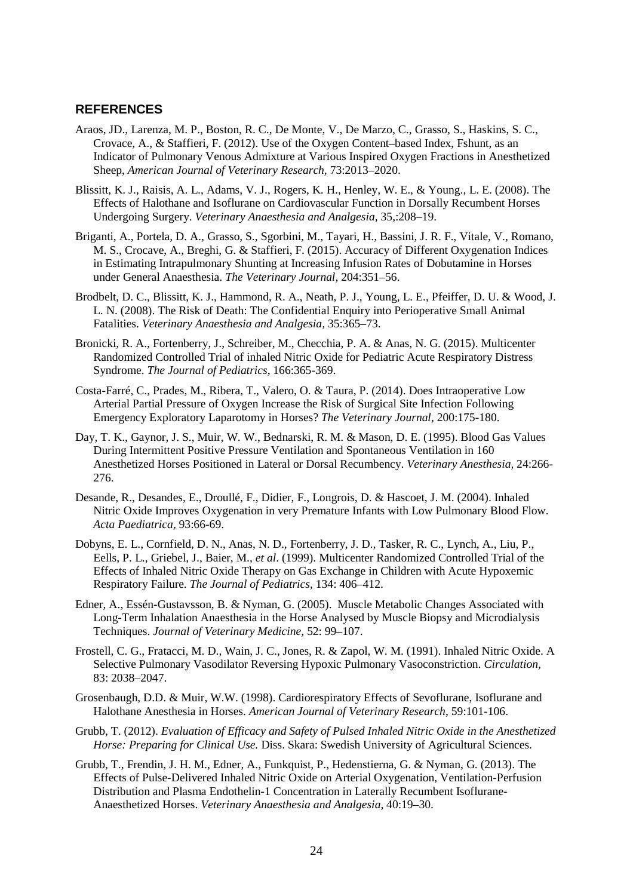## REFERENCES

Araos, JD., Larenza, M. P., Boston, R. C., De Monte, V., De Marzo, C., Grasso, S., Haskins, S. C., Crovace, A., & Staffieri, F. (2012). Use of the Oxygen Content–based Index, Fshunt, as an Indicator of Pulmonary Venous Admixture at Various Inspired Oxygen Fractions in Anesthetized Sheep, *American Journal of Veterinary Research,* 73:2013–2020.

Blissitt, K. J., Raisis, A. L., Adams, V. J., Rogers, K. H., Henley, W. E., & Young., L. E. (2008). The Effects of Halothane and Isoflurane on Cardiovascular Function in Dorsally Recumbent Horses Undergoing Surgery. *Veterinary Anaesthesia and Analgesia,* 35,:208–19.

Briganti, A., Portela, D. A., Grasso, S., Sgorbini, M., Tayari, H., Bassini, J. R. F., Vitale, V., Romano, M. S., Crocave, A., Breghi, G. & Staffieri, F. (2015). Accuracy of Different Oxygenation Indices in Estimating Intrapulmonary Shunting at Increasing Infusion Rates of Dobutamine in Horses under General Anaesthesia. *The Veterinary Journal,* 204:351–56.

Brodbelt, D. C., Blissitt, K. J., Hammond, R. A., Neath, P. J., Young, L. E., Pfeiffer, D. U. & Wood, J. L. N. (2008). The Risk of Death: The Confidential Enquiry into Perioperative Small Animal Fatalities. *Veterinary Anaesthesia and Analgesia,* 35:365–73.

Bronicki, R. A., Fortenberry, J., Schreiber, M., Checchia, P. A. & Anas, N. G. (2015). Multicenter Randomized Controlled Trial of inhaled Nitric Oxide for Pediatric Acute Respiratory Distress Syndrome. *The Journal of Pediatrics*, 166:365-369.

Costa-Farré, C., Prades, M., Ribera, T., Valero, O. & Taura, P. (2014). Does Intraoperative Low Arterial Partial Pressure of Oxygen Increase the Risk of Surgical Site Infection Following Emergency Exploratory Laparotomy in Horses? *The Veterinary Journal*, 200:175-180.

Day, T. K., Gaynor, J. S., Muir, W. W., Bednarski, R. M. & Mason, D. E. (1995). Blood Gas Values During Intermittent Positive Pressure Ventilation and Spontaneous Ventilation in 160 Anesthetized Horses Positioned in Lateral or Dorsal Recumbency. *Veterinary Anesthesia*, 24:266-276.

Desande, R., Desandes, E., Droullé, F., Didier, F., Longrois, D. & Hascoet, J. M. (2004). Inhaled Nitric Oxide Improves Oxygenation in very Premature Infants with Low Pulmonary Blood Flow. *Acta Paediatrica*, 93:66-69.

Dobyns, E. L., Cornfield, D. N., Anas, N. D., Fortenberry, J. D., Tasker, R. C., Lynch, A., Liu, P., Eells, P. L., Griebel, J., Baier, M., *et al*. (1999). Multicenter Randomized Controlled Trial of the Effects of Inhaled Nitric Oxide Therapy on Gas Exchange in Children with Acute Hypoxemic Respiratory Failure. *The Journal of Pediatrics*, 134: 406–412.

Edner, A., Essén-Gustavsson, B. & Nyman, G. (2005). Muscle Metabolic Changes Associated with Long-Term Inhalation Anaesthesia in the Horse Analysed by Muscle Biopsy and Microdialysis Techniques. *Journal of Veterinary Medicine*, 52: 99–107.

Frostell, C. G., Fratacci, M. D., Wain, J. C., Jones, R. & Zapol, W. M. (1991). Inhaled Nitric Oxide. A Selective Pulmonary Vasodilator Reversing Hypoxic Pulmonary Vasoconstriction. *Circulation,* 83: 2038–2047.

Grosenbaugh, D.D. & Muir, W.W. (1998). Cardiorespiratory Effects of Sevoflurane, Isoflurane and Halothane Anesthesia in Horses. *American Journal of Veterinary Research*, 59:101-106.

Grubb, T. (2012). *Evaluation of Efficacy and Safety of Pulsed Inhaled Nitric Oxide in the Anesthetized Horse: Preparing for Clinical Use.* Diss. Skara: Swedish University of Agricultural Sciences.

Grubb, T., Frendin, J. H. M., Edner, A., Funkquist, P., Hedenstierna, G. & Nyman, G. (2013). The Effects of Pulse-Delivered Inhaled Nitric Oxide on Arterial Oxygenation, Ventilation-Perfusion Distribution and Plasma Endothelin-1 Concentration in Laterally Recumbent Isoflurane-Anaesthetized Horses. *Veterinary Anaesthesia and Analgesia,* 40:19–30.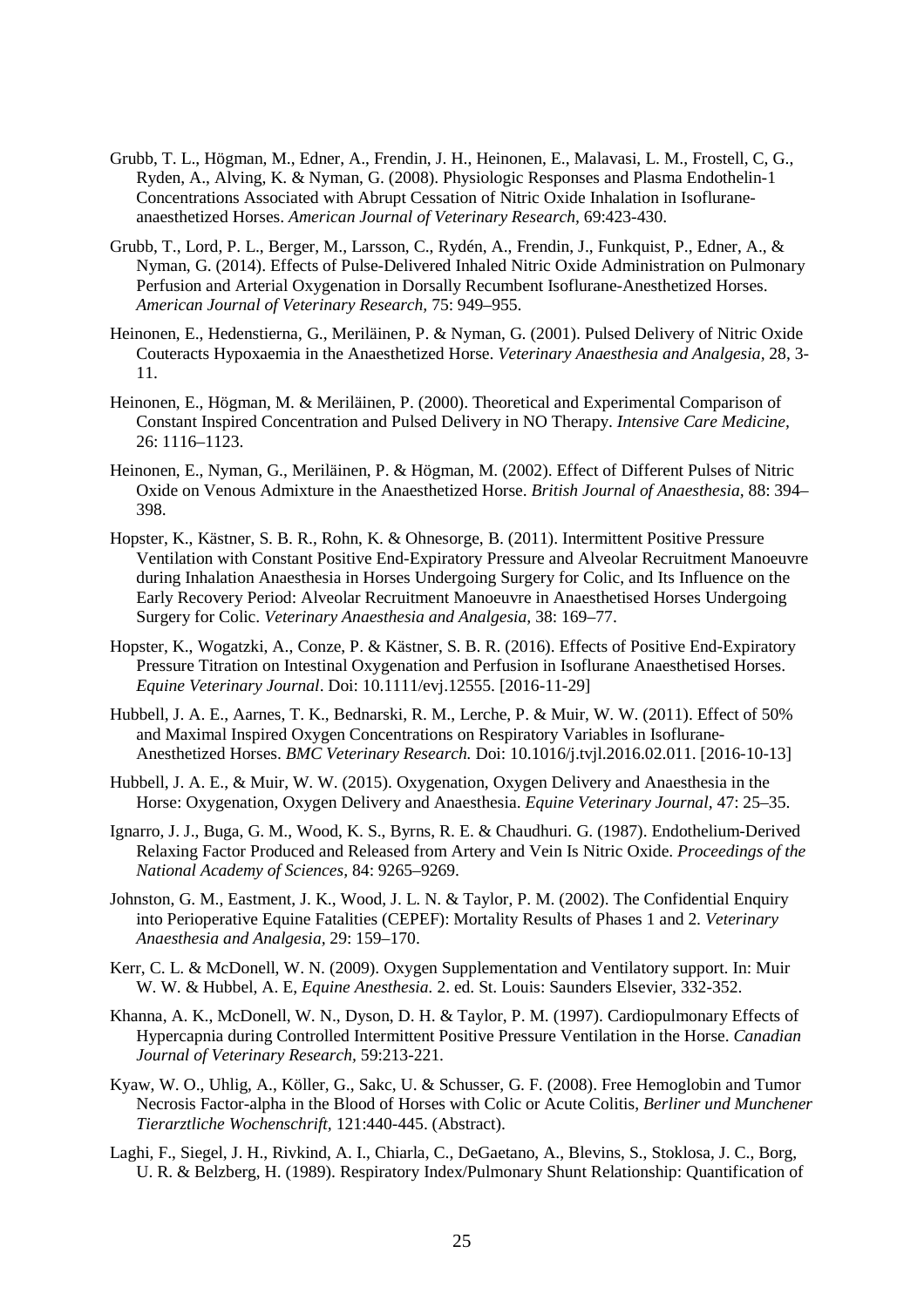Grubb, T. L., Högman, M., Edner, A., Frendin, J. H., Heinonen, E., Malavasi, L. M., Frostell, C, G., Ryden, A., Alving, K. & Nyman, G. (2008). Physiologic Responses and Plasma Endothelin-1 Concentrations Associated with Abrupt Cessation of Nitric Oxide Inhalation in Isoflurane-anaesthetized Horses. *American Journal of Veterinary Research*, 69:423-430.

Grubb, T., Lord, P. L., Berger, M., Larsson, C., Rydén, A., Frendin, J., Funkquist, P., Edner, A., & Nyman, G. (2014). Effects of Pulse-Delivered Inhaled Nitric Oxide Administration on Pulmonary Perfusion and Arterial Oxygenation in Dorsally Recumbent Isoflurane-Anesthetized Horses. *American Journal of Veterinary Research,* 75: 949–955.

Heinonen, E., Hedenstierna, G., Meriläinen, P. & Nyman, G. (2001). Pulsed Delivery of Nitric Oxide Couteracts Hypoxaemia in the Anaesthetized Horse. *Veterinary Anaesthesia and Analgesia*, 28, 3-11.

Heinonen, E., Högman, M. & Meriläinen, P. (2000). Theoretical and Experimental Comparison of Constant Inspired Concentration and Pulsed Delivery in NO Therapy. *Intensive Care Medicine*, 26: 1116–1123.

Heinonen, E., Nyman, G., Meriläinen, P. & Högman, M. (2002). Effect of Different Pulses of Nitric Oxide on Venous Admixture in the Anaesthetized Horse. *British Journal of Anaesthesia*, 88: 394–398.

Hopster, K., Kästner, S. B. R., Rohn, K. & Ohnesorge, B. (2011). Intermittent Positive Pressure Ventilation with Constant Positive End-Expiratory Pressure and Alveolar Recruitment Manoeuvre during Inhalation Anaesthesia in Horses Undergoing Surgery for Colic, and Its Influence on the Early Recovery Period: Alveolar Recruitment Manoeuvre in Anaesthetised Horses Undergoing Surgery for Colic. *Veterinary Anaesthesia and Analgesia*, 38: 169–77.

Hopster, K., Wogatzki, A., Conze, P. & Kästner, S. B. R. (2016). Effects of Positive End-Expiratory Pressure Titration on Intestinal Oxygenation and Perfusion in Isoflurane Anaesthetised Horses. *Equine Veterinary Journal*. Doi: 10.1111/evj.12555. [2016-11-29]

Hubbell, J. A. E., Aarnes, T. K., Bednarski, R. M., Lerche, P. & Muir, W. W. (2011). Effect of 50% and Maximal Inspired Oxygen Concentrations on Respiratory Variables in Isoflurane-Anesthetized Horses. *BMC Veterinary Research.* Doi: 10.1016/j.tvjl.2016.02.011. [2016-10-13]

Hubbell, J. A. E., & Muir, W. W. (2015). Oxygenation, Oxygen Delivery and Anaesthesia in the Horse: Oxygenation, Oxygen Delivery and Anaesthesia. *Equine Veterinary Journal*, 47: 25–35.

Ignarro, J. J., Buga, G. M., Wood, K. S., Byrns, R. E. & Chaudhuri. G. (1987). Endothelium-Derived Relaxing Factor Produced and Released from Artery and Vein Is Nitric Oxide. *Proceedings of the National Academy of Sciences*, 84: 9265–9269.

Johnston, G. M., Eastment, J. K., Wood, J. L. N. & Taylor, P. M. (2002). The Confidential Enquiry into Perioperative Equine Fatalities (CEPEF): Mortality Results of Phases 1 and 2. *Veterinary Anaesthesia and Analgesia*, 29: 159–170.

Kerr, C. L. & McDonell, W. N. (2009). Oxygen Supplementation and Ventilatory support. In: Muir W. W. & Hubbel, A. E, *Equine Anesthesia.* 2. ed. St. Louis: Saunders Elsevier, 332-352.

Khanna, A. K., McDonell, W. N., Dyson, D. H. & Taylor, P. M. (1997). Cardiopulmonary Effects of Hypercapnia during Controlled Intermittent Positive Pressure Ventilation in the Horse. *Canadian Journal of Veterinary Research*, 59:213-221.

Kyaw, W. O., Uhlig, A., Köller, G., Sakc, U. & Schusser, G. F. (2008). Free Hemoglobin and Tumor Necrosis Factor-alpha in the Blood of Horses with Colic or Acute Colitis, *Berliner und Munchener Tierarztliche Wochenschrift*, 121:440-445. (Abstract).

Laghi, F., Siegel, J. H., Rivkind, A. I., Chiarla, C., DeGaetano, A., Blevins, S., Stoklosa, J. C., Borg, U. R. & Belzberg, H. (1989). Respiratory Index/Pulmonary Shunt Relationship: Quantification of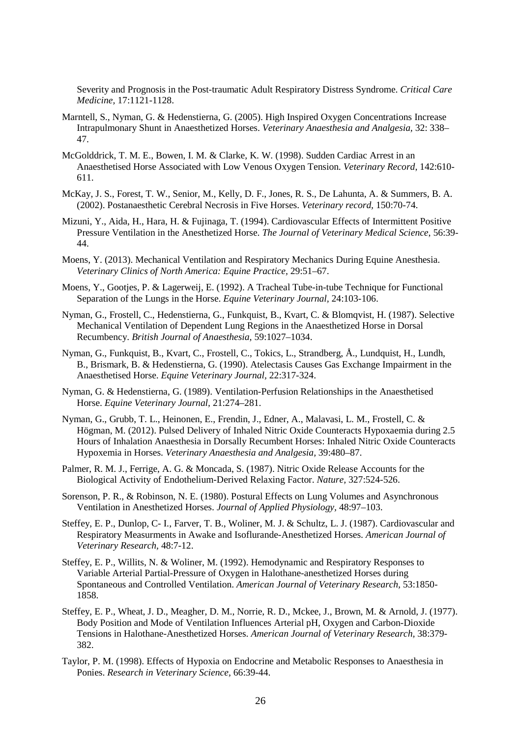Severity and Prognosis in the Post-traumatic Adult Respiratory Distress Syndrome. *Critical Care Medicine,* 17:1121-1128.

Marntell, S., Nyman, G. & Hedenstierna, G. (2005). High Inspired Oxygen Concentrations Increase Intrapulmonary Shunt in Anaesthetized Horses. *Veterinary Anaesthesia and Analgesia,* 32: 338–47.

McGolddrick, T. M. E., Bowen, I. M. & Clarke, K. W. (1998). Sudden Cardiac Arrest in an Anaesthetised Horse Associated with Low Venous Oxygen Tension. *Veterinary Record,* 142:610-611.

McKay, J. S., Forest, T. W., Senior, M., Kelly, D. F., Jones, R. S., De Lahunta, A. & Summers, B. A. (2002). Postanaesthetic Cerebral Necrosis in Five Horses. *Veterinary record,* 150:70-74.

Mizuni, Y., Aida, H., Hara, H. & Fujinaga, T. (1994). Cardiovascular Effects of Intermittent Positive Pressure Ventilation in the Anesthetized Horse. *The Journal of Veterinary Medical Science,* 56:39-44.

Moens, Y. (2013). Mechanical Ventilation and Respiratory Mechanics During Equine Anesthesia. *Veterinary Clinics of North America: Equine Practice,* 29:51–67.

Moens, Y., Gootjes, P. & Lagerweij, E. (1992). A Tracheal Tube-in-tube Technique for Functional Separation of the Lungs in the Horse. *Equine Veterinary Journal,* 24:103-106.

Nyman, G., Frostell, C., Hedenstierna, G., Funkquist, B., Kvart, C. & Blomqvist, H. (1987). Selective Mechanical Ventilation of Dependent Lung Regions in the Anaesthetized Horse in Dorsal Recumbency. *British Journal of Anaesthesia,* 59:1027–1034.

Nyman, G., Funkquist, B., Kvart, C., Frostell, C., Tokics, L., Strandberg, Å., Lundquist, H., Lundh, B., Brismark, B. & Hedenstierna, G. (1990). Atelectasis Causes Gas Exchange Impairment in the Anaesthetised Horse. *Equine Veterinary Journal,* 22:317-324.

Nyman, G. & Hedenstierna, G. (1989). Ventilation-Perfusion Relationships in the Anaesthetised Horse. *Equine Veterinary Journal,* 21:274–281.

Nyman, G., Grubb, T. L., Heinonen, E., Frendin, J., Edner, A., Malavasi, L. M., Frostell, C. & Högman, M. (2012). Pulsed Delivery of Inhaled Nitric Oxide Counteracts Hypoxaemia during 2.5 Hours of Inhalation Anaesthesia in Dorsally Recumbent Horses: Inhaled Nitric Oxide Counteracts Hypoxemia in Horses. *Veterinary Anaesthesia and Analgesia,* 39:480–87.

Palmer, R. M. J., Ferrige, A. G. & Moncada, S. (1987). Nitric Oxide Release Accounts for the Biological Activity of Endothelium-Derived Relaxing Factor. *Nature,* 327:524-526.

Sorenson, P. R., & Robinson, N. E. (1980). Postural Effects on Lung Volumes and Asynchronous Ventilation in Anesthetized Horses. *Journal of Applied Physiology,* 48:97–103.

Steffey, E. P., Dunlop, C- I., Farver, T. B., Woliner, M. J. & Schultz, L. J. (1987). Cardiovascular and Respiratory Measurments in Awake and Isoflurande-Anesthetized Horses. *American Journal of Veterinary Research,* 48:7-12.

Steffey, E. P., Willits, N. & Woliner, M. (1992). Hemodynamic and Respiratory Responses to Variable Arterial Partial-Pressure of Oxygen in Halothane-anesthetized Horses during Spontaneous and Controlled Ventilation. *American Journal of Veterinary Research,* 53:1850-1858.

Steffey, E. P., Wheat, J. D., Meagher, D. M., Norrie, R. D., Mckee, J., Brown, M. & Arnold, J. (1977). Body Position and Mode of Ventilation Influences Arterial pH, Oxygen and Carbon-Dioxide Tensions in Halothane-Anesthetized Horses. *American Journal of Veterinary Research,* 38:379-382.

Taylor, P. M. (1998). Effects of Hypoxia on Endocrine and Metabolic Responses to Anaesthesia in Ponies. *Research in Veterinary Science,* 66:39-44.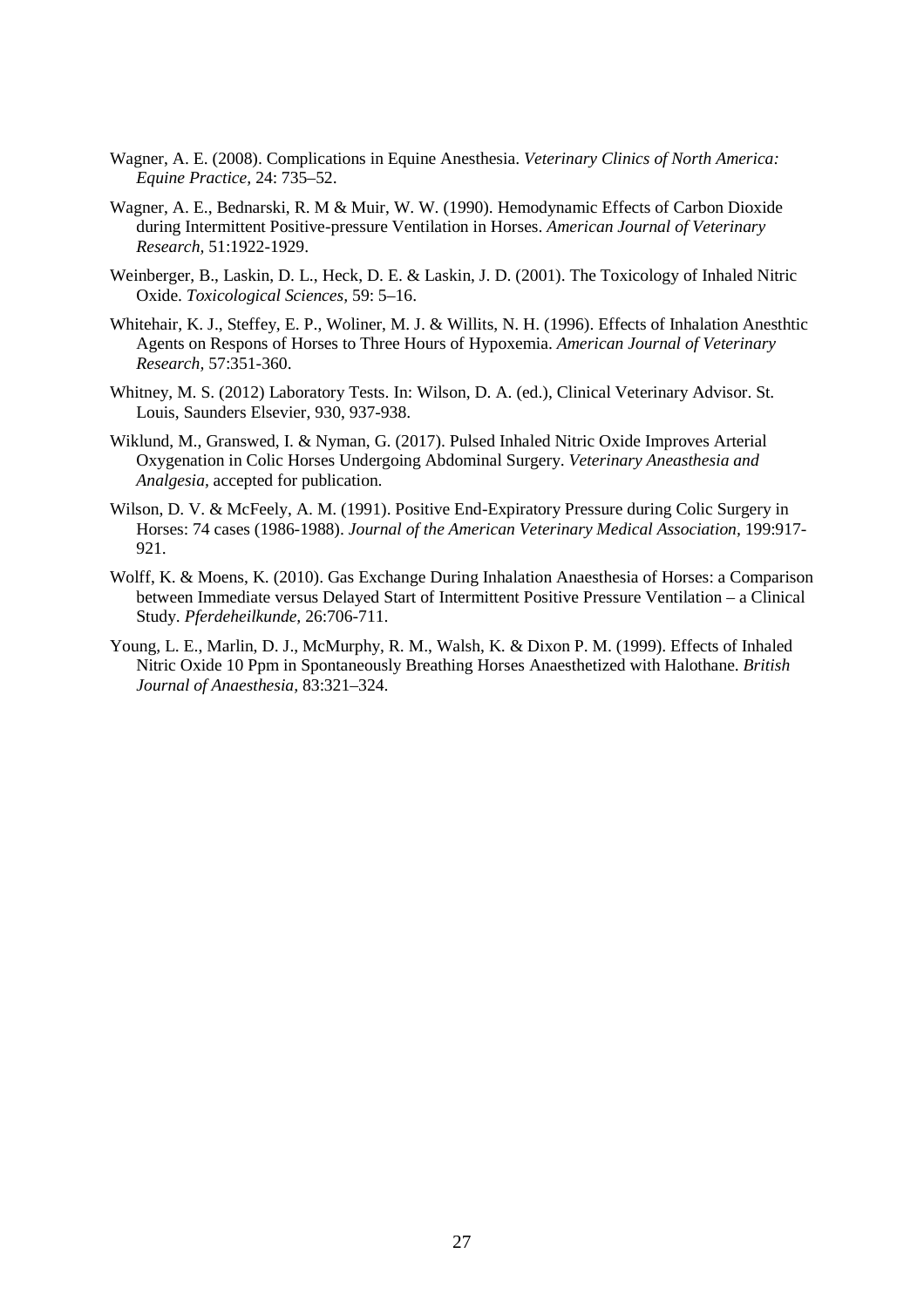Wagner, A. E. (2008). Complications in Equine Anesthesia. *Veterinary Clinics of North America: Equine Practice,* 24: 735–52.

Wagner, A. E., Bednarski, R. M & Muir, W. W. (1990). Hemodynamic Effects of Carbon Dioxide during Intermittent Positive-pressure Ventilation in Horses. *American Journal of Veterinary Research,* 51:1922-1929.

Weinberger, B., Laskin, D. L., Heck, D. E. & Laskin, J. D. (2001). The Toxicology of Inhaled Nitric Oxide. *Toxicological Sciences,* 59: 5–16.

Whitehair, K. J., Steffey, E. P., Woliner, M. J. & Willits, N. H. (1996). Effects of Inhalation Anesthtic Agents on Respons of Horses to Three Hours of Hypoxemia. *American Journal of Veterinary Research,* 57:351-360.

Whitney, M. S. (2012) Laboratory Tests. In: Wilson, D. A. (ed.), Clinical Veterinary Advisor. St. Louis, Saunders Elsevier, 930, 937-938.

Wiklund, M., Granswed, I. & Nyman, G. (2017). Pulsed Inhaled Nitric Oxide Improves Arterial Oxygenation in Colic Horses Undergoing Abdominal Surgery. *Veterinary Aneasthesia and Analgesia,* accepted for publication.

Wilson, D. V. & McFeely, A. M. (1991). Positive End-Expiratory Pressure during Colic Surgery in Horses: 74 cases (1986-1988). *Journal of the American Veterinary Medical Association,* 199:917-921.

Wolff, K. & Moens, K. (2010). Gas Exchange During Inhalation Anaesthesia of Horses: a Comparison between Immediate versus Delayed Start of Intermittent Positive Pressure Ventilation – a Clinical Study. *Pferdeheilkunde,* 26:706-711.

Young, L. E., Marlin, D. J., McMurphy, R. M., Walsh, K. & Dixon P. M. (1999). Effects of Inhaled Nitric Oxide 10 Ppm in Spontaneously Breathing Horses Anaesthetized with Halothane. *British Journal of Anaesthesia,* 83:321–324.